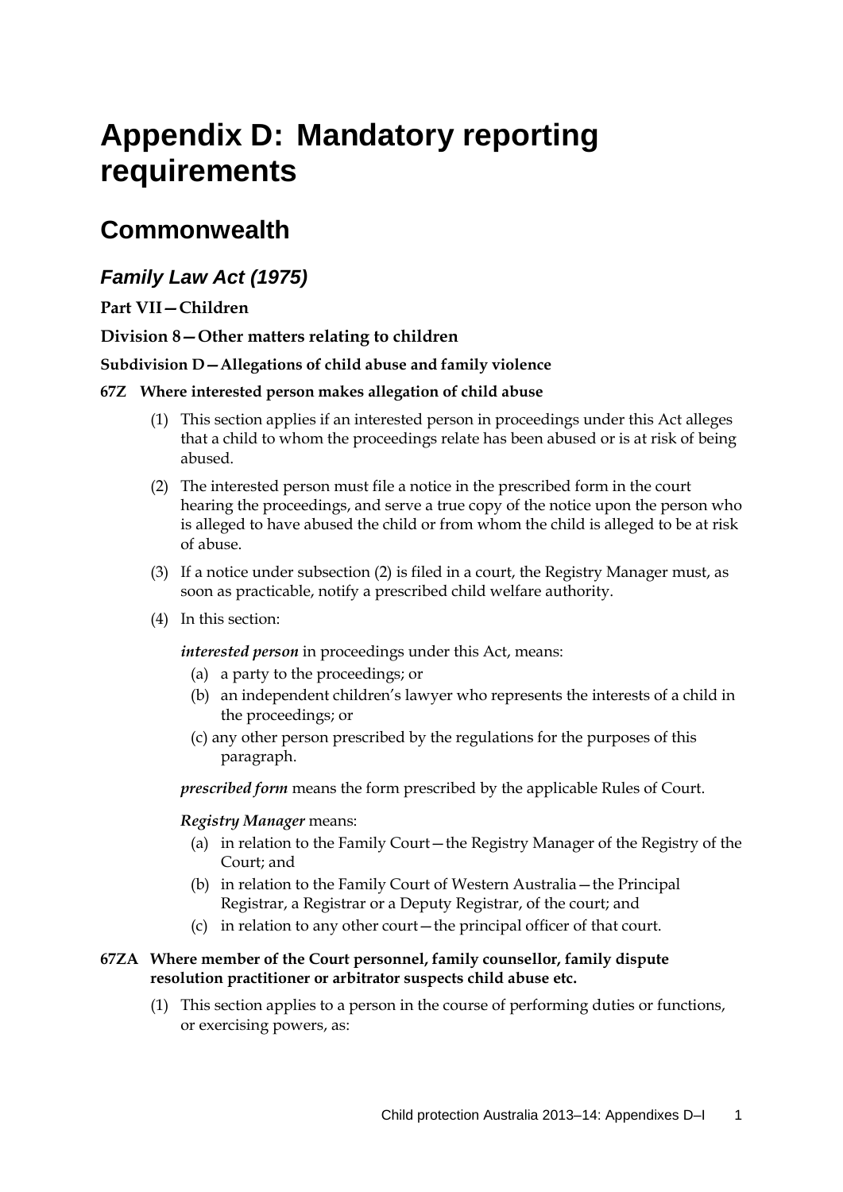# Appendix D: Mandatory reporting requirements

## Commonwealth

### *Family Law Act (1975)*

**Part VII—Children**

**Division 8—Other matters relating to children**

**Subdivision D—Allegations of child abuse and family violence**

**67Z Where interested person makes allegation of child abuse**

(1) This section applies if an interested person in proceedings under this Act alleges that a child to whom the proceedings relate has been abused or is at risk of being abused.

(2) The interested person must file a notice in the prescribed form in the court hearing the proceedings, and serve a true copy of the notice upon the person who is alleged to have abused the child or from whom the child is alleged to be at risk of abuse.

(3) If a notice under subsection (2) is filed in a court, the Registry Manager must, as soon as practicable, notify a prescribed child welfare authority.

(4) In this section:

***interested person*** in proceedings under this Act, means:

(a) a party to the proceedings; or
(b) an independent children's lawyer who represents the interests of a child in the proceedings; or
(c) any other person prescribed by the regulations for the purposes of this paragraph.

***prescribed form*** means the form prescribed by the applicable Rules of Court.

***Registry Manager*** means:

(a) in relation to the Family Court—the Registry Manager of the Registry of the Court; and
(b) in relation to the Family Court of Western Australia—the Principal Registrar, a Registrar or a Deputy Registrar, of the court; and
(c) in relation to any other court—the principal officer of that court.

**67ZA Where member of the Court personnel, family counsellor, family dispute resolution practitioner or arbitrator suspects child abuse etc.**

(1) This section applies to a person in the course of performing duties or functions, or exercising powers, as: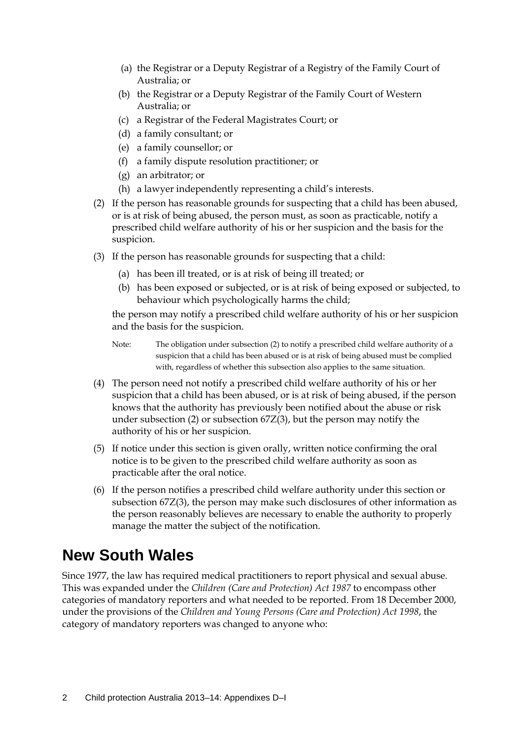(a) the Registrar or a Deputy Registrar of a Registry of the Family Court of Australia; or
(b) the Registrar or a Deputy Registrar of the Family Court of Western Australia; or
(c) a Registrar of the Federal Magistrates Court; or
(d) a family consultant; or
(e) a family counsellor; or
(f) a family dispute resolution practitioner; or
(g) an arbitrator; or
(h) a lawyer independently representing a child's interests.

(2) If the person has reasonable grounds for suspecting that a child has been abused, or is at risk of being abused, the person must, as soon as practicable, notify a prescribed child welfare authority of his or her suspicion and the basis for the suspicion.

(3) If the person has reasonable grounds for suspecting that a child:

(a) has been ill treated, or is at risk of being ill treated; or
(b) has been exposed or subjected, or is at risk of being exposed or subjected, to behaviour which psychologically harms the child;

the person may notify a prescribed child welfare authority of his or her suspicion and the basis for the suspicion.

Note: The obligation under subsection (2) to notify a prescribed child welfare authority of a suspicion that a child has been abused or is at risk of being abused must be complied with, regardless of whether this subsection also applies to the same situation.

(4) The person need not notify a prescribed child welfare authority of his or her suspicion that a child has been abused, or is at risk of being abused, if the person knows that the authority has previously been notified about the abuse or risk under subsection (2) or subsection 67Z(3), but the person may notify the authority of his or her suspicion.

(5) If notice under this section is given orally, written notice confirming the oral notice is to be given to the prescribed child welfare authority as soon as practicable after the oral notice.

(6) If the person notifies a prescribed child welfare authority under this section or subsection 67Z(3), the person may make such disclosures of other information as the person reasonably believes are necessary to enable the authority to properly manage the matter the subject of the notification.

## New South Wales

Since 1977, the law has required medical practitioners to report physical and sexual abuse. This was expanded under the *Children (Care and Protection) Act 1987* to encompass other categories of mandatory reporters and what needed to be reported. From 18 December 2000, under the provisions of the *Children and Young Persons (Care and Protection) Act 1998*, the category of mandatory reporters was changed to anyone who: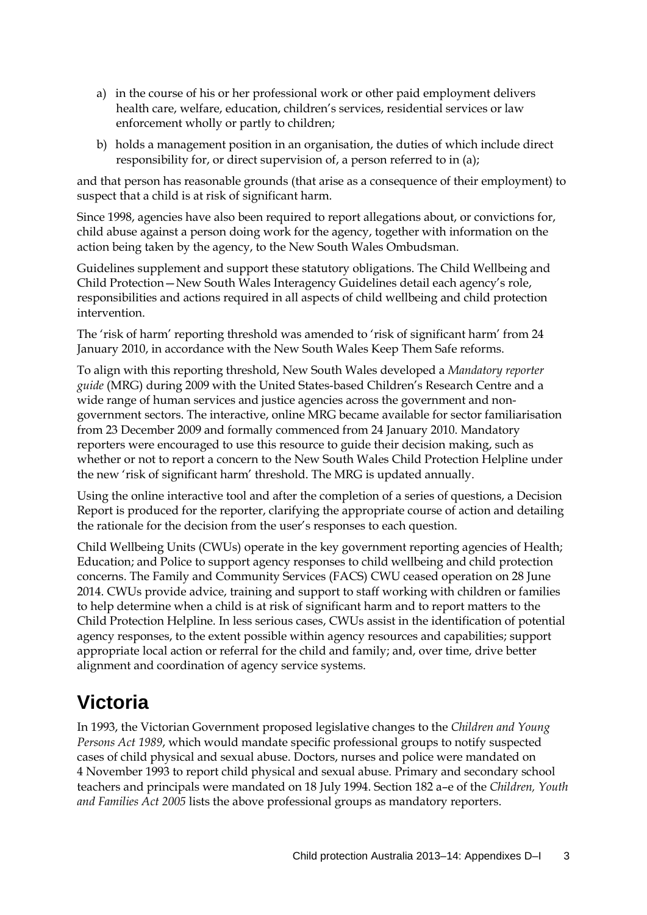a) in the course of his or her professional work or other paid employment delivers health care, welfare, education, children's services, residential services or law enforcement wholly or partly to children;

b) holds a management position in an organisation, the duties of which include direct responsibility for, or direct supervision of, a person referred to in (a);

and that person has reasonable grounds (that arise as a consequence of their employment) to suspect that a child is at risk of significant harm.

Since 1998, agencies have also been required to report allegations about, or convictions for, child abuse against a person doing work for the agency, together with information on the action being taken by the agency, to the New South Wales Ombudsman.

Guidelines supplement and support these statutory obligations. The Child Wellbeing and Child Protection—New South Wales Interagency Guidelines detail each agency's role, responsibilities and actions required in all aspects of child wellbeing and child protection intervention.

The 'risk of harm' reporting threshold was amended to 'risk of significant harm' from 24 January 2010, in accordance with the New South Wales Keep Them Safe reforms.

To align with this reporting threshold, New South Wales developed a *Mandatory reporter guide* (MRG) during 2009 with the United States-based Children's Research Centre and a wide range of human services and justice agencies across the government and non-government sectors. The interactive, online MRG became available for sector familiarisation from 23 December 2009 and formally commenced from 24 January 2010. Mandatory reporters were encouraged to use this resource to guide their decision making, such as whether or not to report a concern to the New South Wales Child Protection Helpline under the new 'risk of significant harm' threshold. The MRG is updated annually.

Using the online interactive tool and after the completion of a series of questions, a Decision Report is produced for the reporter, clarifying the appropriate course of action and detailing the rationale for the decision from the user's responses to each question.

Child Wellbeing Units (CWUs) operate in the key government reporting agencies of Health; Education; and Police to support agency responses to child wellbeing and child protection concerns. The Family and Community Services (FACS) CWU ceased operation on 28 June 2014. CWUs provide advice, training and support to staff working with children or families to help determine when a child is at risk of significant harm and to report matters to the Child Protection Helpline. In less serious cases, CWUs assist in the identification of potential agency responses, to the extent possible within agency resources and capabilities; support appropriate local action or referral for the child and family; and, over time, drive better alignment and coordination of agency service systems.

# Victoria

In 1993, the Victorian Government proposed legislative changes to the *Children and Young Persons Act 1989*, which would mandate specific professional groups to notify suspected cases of child physical and sexual abuse. Doctors, nurses and police were mandated on 4 November 1993 to report child physical and sexual abuse. Primary and secondary school teachers and principals were mandated on 18 July 1994. Section 182 a–e of the *Children, Youth and Families Act 2005* lists the above professional groups as mandatory reporters.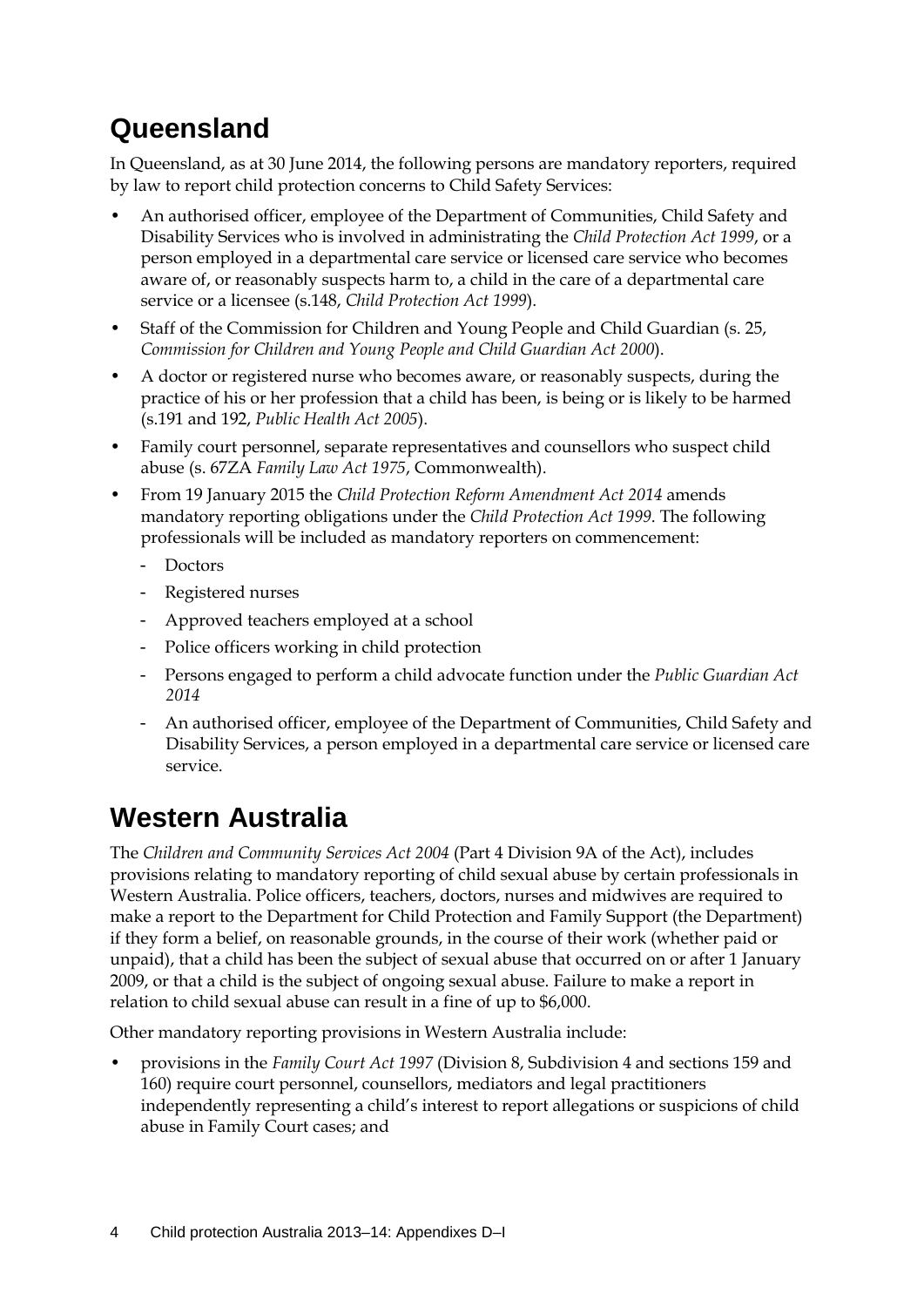## Queensland

In Queensland, as at 30 June 2014, the following persons are mandatory reporters, required by law to report child protection concerns to Child Safety Services:

- An authorised officer, employee of the Department of Communities, Child Safety and Disability Services who is involved in administrating the *Child Protection Act 1999*, or a person employed in a departmental care service or licensed care service who becomes aware of, or reasonably suspects harm to, a child in the care of a departmental care service or a licensee (s.148, *Child Protection Act 1999*).
- Staff of the Commission for Children and Young People and Child Guardian (s. 25, *Commission for Children and Young People and Child Guardian Act 2000*).
- A doctor or registered nurse who becomes aware, or reasonably suspects, during the practice of his or her profession that a child has been, is being or is likely to be harmed (s.191 and 192, *Public Health Act 2005*).
- Family court personnel, separate representatives and counsellors who suspect child abuse (s. 67ZA *Family Law Act 1975*, Commonwealth).
- From 19 January 2015 the *Child Protection Reform Amendment Act 2014* amends mandatory reporting obligations under the *Child Protection Act 1999*. The following professionals will be included as mandatory reporters on commencement:
  - Doctors
  - Registered nurses
  - Approved teachers employed at a school
  - Police officers working in child protection
  - Persons engaged to perform a child advocate function under the *Public Guardian Act 2014*
  - An authorised officer, employee of the Department of Communities, Child Safety and Disability Services, a person employed in a departmental care service or licensed care service.

## Western Australia

The *Children and Community Services Act 2004* (Part 4 Division 9A of the Act), includes provisions relating to mandatory reporting of child sexual abuse by certain professionals in Western Australia. Police officers, teachers, doctors, nurses and midwives are required to make a report to the Department for Child Protection and Family Support (the Department) if they form a belief, on reasonable grounds, in the course of their work (whether paid or unpaid), that a child has been the subject of sexual abuse that occurred on or after 1 January 2009, or that a child is the subject of ongoing sexual abuse. Failure to make a report in relation to child sexual abuse can result in a fine of up to $6,000.

Other mandatory reporting provisions in Western Australia include:

- provisions in the *Family Court Act 1997* (Division 8, Subdivision 4 and sections 159 and 160) require court personnel, counsellors, mediators and legal practitioners independently representing a child's interest to report allegations or suspicions of child abuse in Family Court cases; and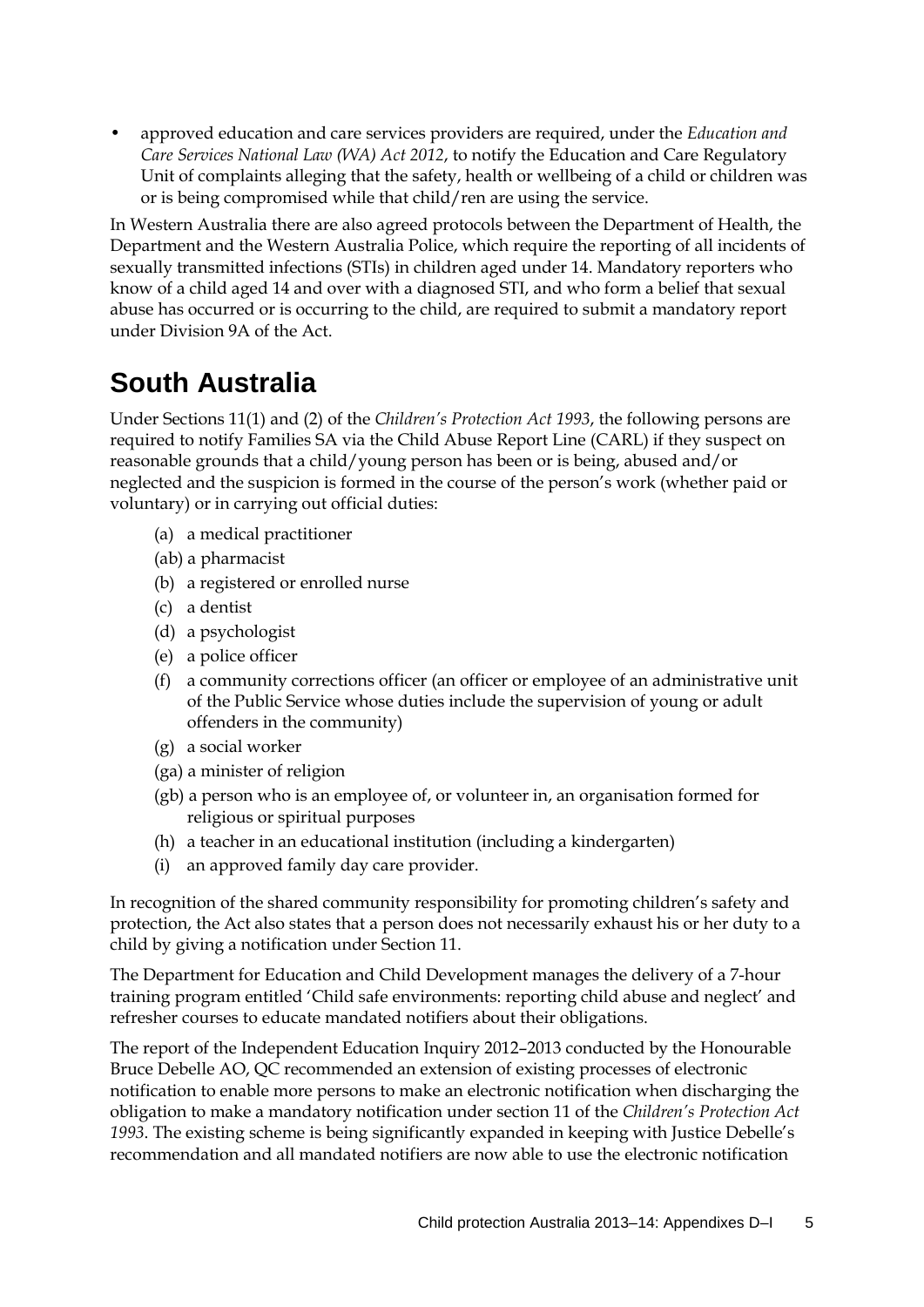- approved education and care services providers are required, under the *Education and Care Services National Law (WA) Act 2012*, to notify the Education and Care Regulatory Unit of complaints alleging that the safety, health or wellbeing of a child or children was or is being compromised while that child/ren are using the service.

In Western Australia there are also agreed protocols between the Department of Health, the Department and the Western Australia Police, which require the reporting of all incidents of sexually transmitted infections (STIs) in children aged under 14. Mandatory reporters who know of a child aged 14 and over with a diagnosed STI, and who form a belief that sexual abuse has occurred or is occurring to the child, are required to submit a mandatory report under Division 9A of the Act.

## South Australia

Under Sections 11(1) and (2) of the *Children's Protection Act 1993*, the following persons are required to notify Families SA via the Child Abuse Report Line (CARL) if they suspect on reasonable grounds that a child/young person has been or is being, abused and/or neglected and the suspicion is formed in the course of the person's work (whether paid or voluntary) or in carrying out official duties:

(a) a medical practitioner
(ab) a pharmacist
(b) a registered or enrolled nurse
(c) a dentist
(d) a psychologist
(e) a police officer
(f) a community corrections officer (an officer or employee of an administrative unit of the Public Service whose duties include the supervision of young or adult offenders in the community)
(g) a social worker
(ga) a minister of religion
(gb) a person who is an employee of, or volunteer in, an organisation formed for religious or spiritual purposes
(h) a teacher in an educational institution (including a kindergarten)
(i) an approved family day care provider.

In recognition of the shared community responsibility for promoting children's safety and protection, the Act also states that a person does not necessarily exhaust his or her duty to a child by giving a notification under Section 11.

The Department for Education and Child Development manages the delivery of a 7-hour training program entitled 'Child safe environments: reporting child abuse and neglect' and refresher courses to educate mandated notifiers about their obligations.

The report of the Independent Education Inquiry 2012–2013 conducted by the Honourable Bruce Debelle AO, QC recommended an extension of existing processes of electronic notification to enable more persons to make an electronic notification when discharging the obligation to make a mandatory notification under section 11 of the *Children's Protection Act 1993*. The existing scheme is being significantly expanded in keeping with Justice Debelle's recommendation and all mandated notifiers are now able to use the electronic notification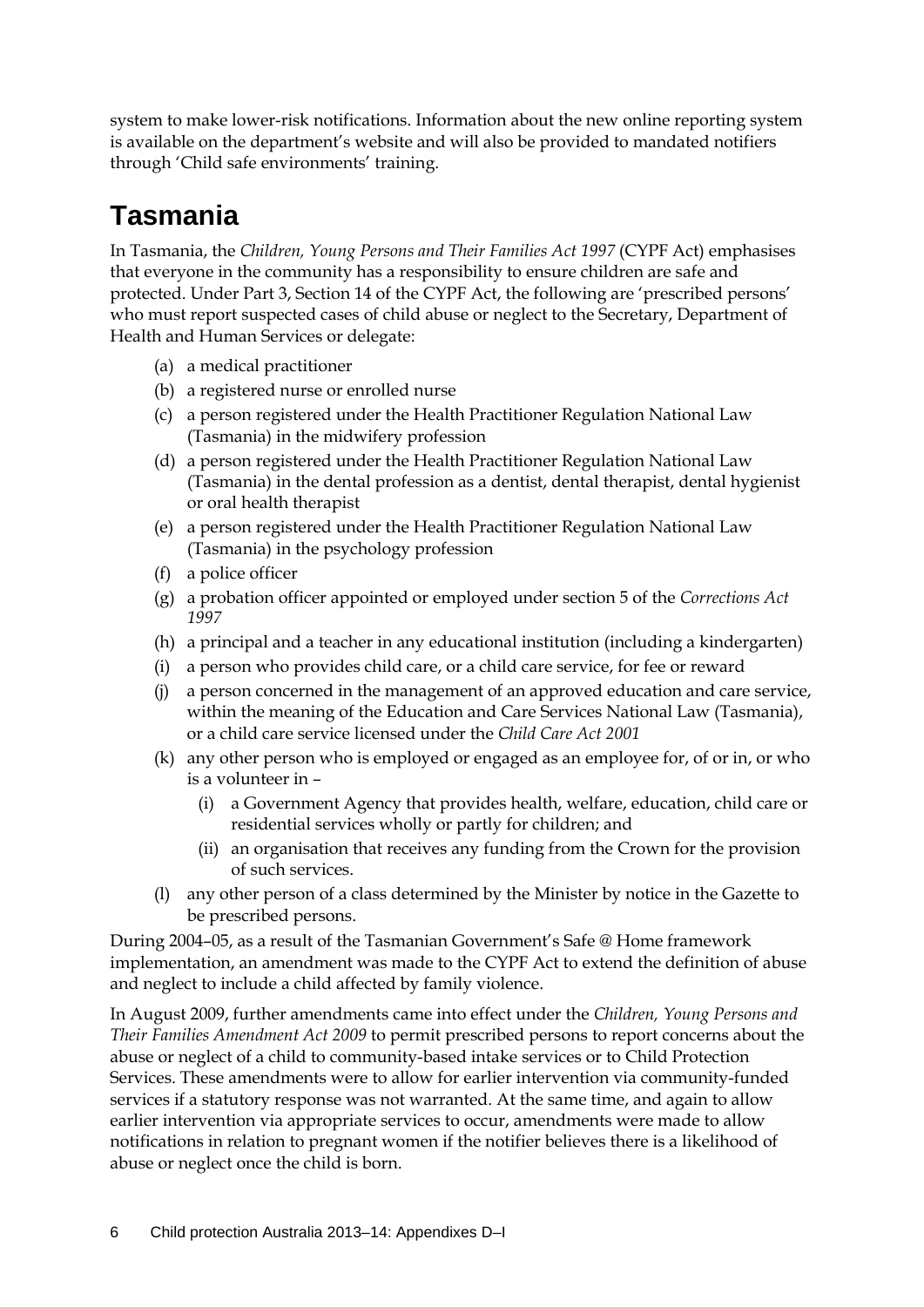system to make lower-risk notifications. Information about the new online reporting system is available on the department's website and will also be provided to mandated notifiers through 'Child safe environments' training.

# Tasmania

In Tasmania, the *Children, Young Persons and Their Families Act 1997* (CYPF Act) emphasises that everyone in the community has a responsibility to ensure children are safe and protected. Under Part 3, Section 14 of the CYPF Act, the following are 'prescribed persons' who must report suspected cases of child abuse or neglect to the Secretary, Department of Health and Human Services or delegate:

- (a) a medical practitioner
- (b) a registered nurse or enrolled nurse
- (c) a person registered under the Health Practitioner Regulation National Law (Tasmania) in the midwifery profession
- (d) a person registered under the Health Practitioner Regulation National Law (Tasmania) in the dental profession as a dentist, dental therapist, dental hygienist or oral health therapist
- (e) a person registered under the Health Practitioner Regulation National Law (Tasmania) in the psychology profession
- (f) a police officer
- (g) a probation officer appointed or employed under section 5 of the *Corrections Act 1997*
- (h) a principal and a teacher in any educational institution (including a kindergarten)
- (i) a person who provides child care, or a child care service, for fee or reward
- (j) a person concerned in the management of an approved education and care service, within the meaning of the Education and Care Services National Law (Tasmania), or a child care service licensed under the *Child Care Act 2001*
- (k) any other person who is employed or engaged as an employee for, of or in, or who is a volunteer in –
  - (i) a Government Agency that provides health, welfare, education, child care or residential services wholly or partly for children; and
  - (ii) an organisation that receives any funding from the Crown for the provision of such services.
- (l) any other person of a class determined by the Minister by notice in the Gazette to be prescribed persons.

During 2004–05, as a result of the Tasmanian Government's Safe @ Home framework implementation, an amendment was made to the CYPF Act to extend the definition of abuse and neglect to include a child affected by family violence.

In August 2009, further amendments came into effect under the *Children, Young Persons and Their Families Amendment Act 2009* to permit prescribed persons to report concerns about the abuse or neglect of a child to community-based intake services or to Child Protection Services. These amendments were to allow for earlier intervention via community-funded services if a statutory response was not warranted. At the same time, and again to allow earlier intervention via appropriate services to occur, amendments were made to allow notifications in relation to pregnant women if the notifier believes there is a likelihood of abuse or neglect once the child is born.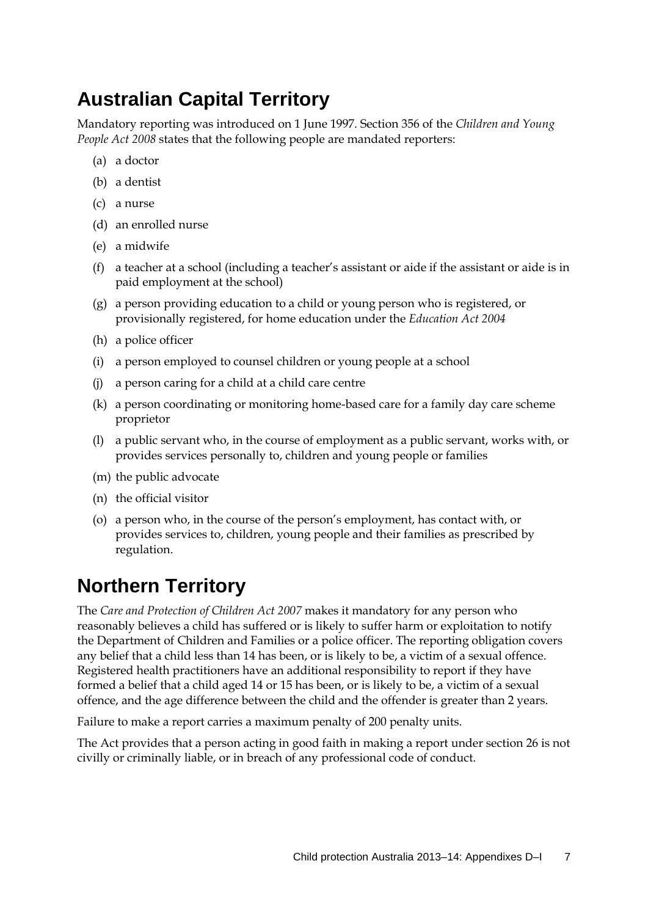## Australian Capital Territory

Mandatory reporting was introduced on 1 June 1997. Section 356 of the *Children and Young People Act 2008* states that the following people are mandated reporters:

(a) a doctor

(b) a dentist

(c) a nurse

(d) an enrolled nurse

(e) a midwife

(f) a teacher at a school (including a teacher's assistant or aide if the assistant or aide is in paid employment at the school)

(g) a person providing education to a child or young person who is registered, or provisionally registered, for home education under the *Education Act 2004*

(h) a police officer

(i) a person employed to counsel children or young people at a school

(j) a person caring for a child at a child care centre

(k) a person coordinating or monitoring home-based care for a family day care scheme proprietor

(l) a public servant who, in the course of employment as a public servant, works with, or provides services personally to, children and young people or families

(m) the public advocate

(n) the official visitor

(o) a person who, in the course of the person's employment, has contact with, or provides services to, children, young people and their families as prescribed by regulation.

## Northern Territory

The *Care and Protection of Children Act 2007* makes it mandatory for any person who reasonably believes a child has suffered or is likely to suffer harm or exploitation to notify the Department of Children and Families or a police officer. The reporting obligation covers any belief that a child less than 14 has been, or is likely to be, a victim of a sexual offence. Registered health practitioners have an additional responsibility to report if they have formed a belief that a child aged 14 or 15 has been, or is likely to be, a victim of a sexual offence, and the age difference between the child and the offender is greater than 2 years.

Failure to make a report carries a maximum penalty of 200 penalty units.

The Act provides that a person acting in good faith in making a report under section 26 is not civilly or criminally liable, or in breach of any professional code of conduct.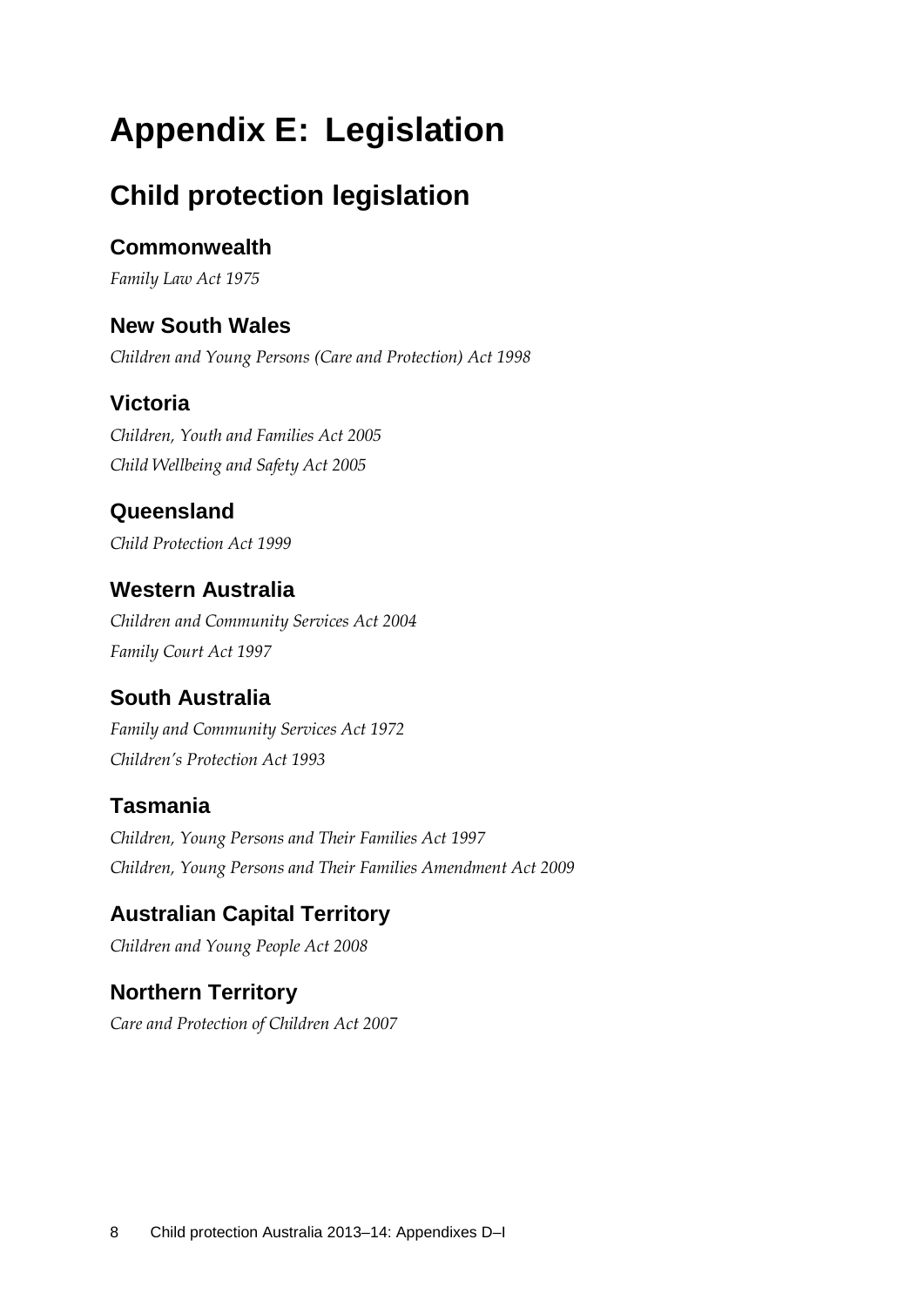# Appendix E: Legislation

## Child protection legislation

### Commonwealth

*Family Law Act 1975*

### New South Wales

*Children and Young Persons (Care and Protection) Act 1998*

### Victoria

*Children, Youth and Families Act 2005*

*Child Wellbeing and Safety Act 2005*

### Queensland

*Child Protection Act 1999*

### Western Australia

*Children and Community Services Act 2004*

*Family Court Act 1997*

### South Australia

*Family and Community Services Act 1972*

*Children's Protection Act 1993*

### Tasmania

*Children, Young Persons and Their Families Act 1997*

*Children, Young Persons and Their Families Amendment Act 2009*

### Australian Capital Territory

*Children and Young People Act 2008*

### Northern Territory

*Care and Protection of Children Act 2007*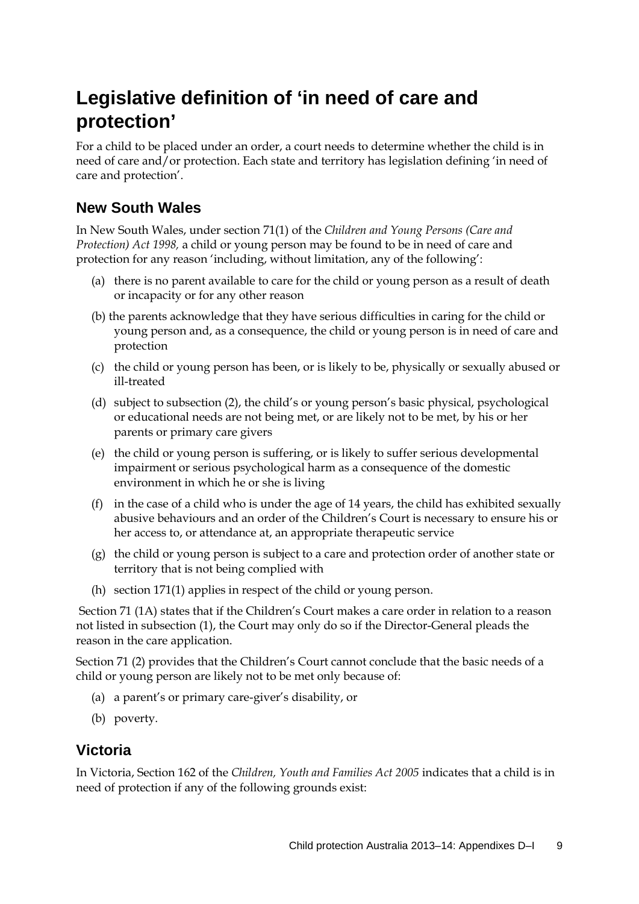# Legislative definition of 'in need of care and protection'

For a child to be placed under an order, a court needs to determine whether the child is in need of care and/or protection. Each state and territory has legislation defining 'in need of care and protection'.

## New South Wales

In New South Wales, under section 71(1) of the *Children and Young Persons (Care and Protection) Act 1998,* a child or young person may be found to be in need of care and protection for any reason 'including, without limitation, any of the following':

(a) there is no parent available to care for the child or young person as a result of death or incapacity or for any other reason

(b) the parents acknowledge that they have serious difficulties in caring for the child or young person and, as a consequence, the child or young person is in need of care and protection

(c) the child or young person has been, or is likely to be, physically or sexually abused or ill-treated

(d) subject to subsection (2), the child's or young person's basic physical, psychological or educational needs are not being met, or are likely not to be met, by his or her parents or primary care givers

(e) the child or young person is suffering, or is likely to suffer serious developmental impairment or serious psychological harm as a consequence of the domestic environment in which he or she is living

(f) in the case of a child who is under the age of 14 years, the child has exhibited sexually abusive behaviours and an order of the Children's Court is necessary to ensure his or her access to, or attendance at, an appropriate therapeutic service

(g) the child or young person is subject to a care and protection order of another state or territory that is not being complied with

(h) section 171(1) applies in respect of the child or young person.

Section 71 (1A) states that if the Children's Court makes a care order in relation to a reason not listed in subsection (1), the Court may only do so if the Director-General pleads the reason in the care application.

Section 71 (2) provides that the Children's Court cannot conclude that the basic needs of a child or young person are likely not to be met only because of:

(a) a parent's or primary care-giver's disability, or

(b) poverty.

## Victoria

In Victoria, Section 162 of the *Children, Youth and Families Act 2005* indicates that a child is in need of protection if any of the following grounds exist: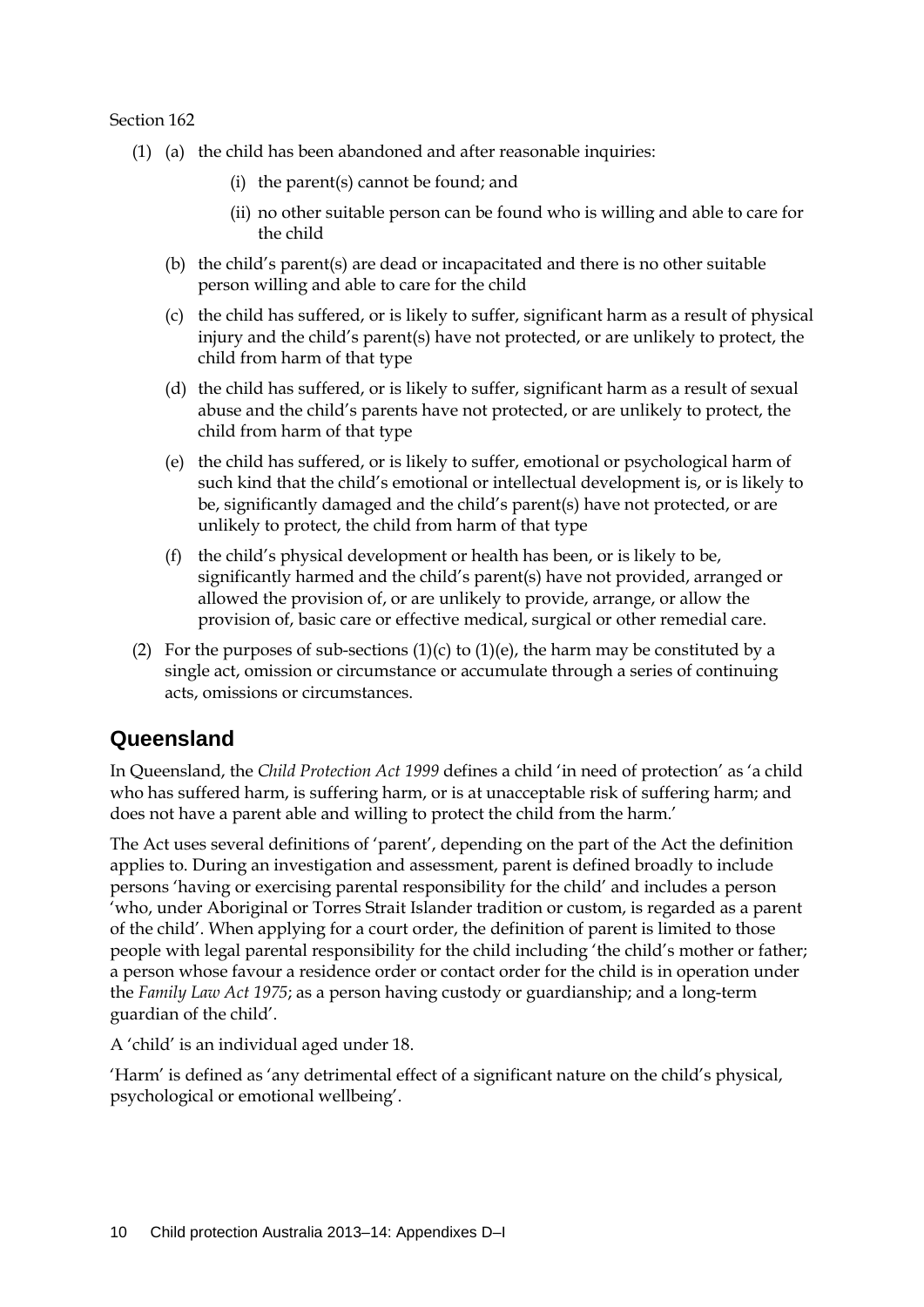Section 162

- (1) (a) the child has been abandoned and after reasonable inquiries:
    - (i) the parent(s) cannot be found; and
    - (ii) no other suitable person can be found who is willing and able to care for the child
  - (b) the child's parent(s) are dead or incapacitated and there is no other suitable person willing and able to care for the child
  - (c) the child has suffered, or is likely to suffer, significant harm as a result of physical injury and the child's parent(s) have not protected, or are unlikely to protect, the child from harm of that type
  - (d) the child has suffered, or is likely to suffer, significant harm as a result of sexual abuse and the child's parents have not protected, or are unlikely to protect, the child from harm of that type
  - (e) the child has suffered, or is likely to suffer, emotional or psychological harm of such kind that the child's emotional or intellectual development is, or is likely to be, significantly damaged and the child's parent(s) have not protected, or are unlikely to protect, the child from harm of that type
  - (f) the child's physical development or health has been, or is likely to be, significantly harmed and the child's parent(s) have not provided, arranged or allowed the provision of, or are unlikely to provide, arrange, or allow the provision of, basic care or effective medical, surgical or other remedial care.
- (2) For the purposes of sub-sections (1)(c) to (1)(e), the harm may be constituted by a single act, omission or circumstance or accumulate through a series of continuing acts, omissions or circumstances.

## Queensland

In Queensland, the *Child Protection Act 1999* defines a child 'in need of protection' as 'a child who has suffered harm, is suffering harm, or is at unacceptable risk of suffering harm; and does not have a parent able and willing to protect the child from the harm.'

The Act uses several definitions of 'parent', depending on the part of the Act the definition applies to. During an investigation and assessment, parent is defined broadly to include persons 'having or exercising parental responsibility for the child' and includes a person 'who, under Aboriginal or Torres Strait Islander tradition or custom, is regarded as a parent of the child'. When applying for a court order, the definition of parent is limited to those people with legal parental responsibility for the child including 'the child's mother or father; a person whose favour a residence order or contact order for the child is in operation under the *Family Law Act 1975*; as a person having custody or guardianship; and a long-term guardian of the child'.

A 'child' is an individual aged under 18.

'Harm' is defined as 'any detrimental effect of a significant nature on the child's physical, psychological or emotional wellbeing'.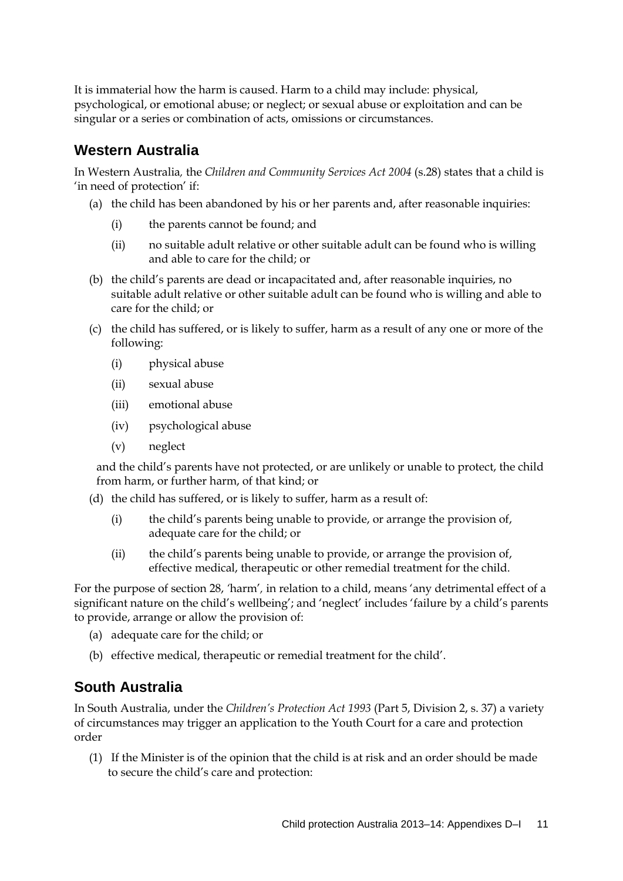It is immaterial how the harm is caused. Harm to a child may include: physical, psychological, or emotional abuse; or neglect; or sexual abuse or exploitation and can be singular or a series or combination of acts, omissions or circumstances.

## Western Australia

In Western Australia, the *Children and Community Services Act 2004* (s.28) states that a child is 'in need of protection' if:

(a) the child has been abandoned by his or her parents and, after reasonable inquiries:

- (i) the parents cannot be found; and
- (ii) no suitable adult relative or other suitable adult can be found who is willing and able to care for the child; or

(b) the child's parents are dead or incapacitated and, after reasonable inquiries, no suitable adult relative or other suitable adult can be found who is willing and able to care for the child; or

(c) the child has suffered, or is likely to suffer, harm as a result of any one or more of the following:

- (i) physical abuse
- (ii) sexual abuse
- (iii) emotional abuse
- (iv) psychological abuse
- (v) neglect

and the child's parents have not protected, or are unlikely or unable to protect, the child from harm, or further harm, of that kind; or

(d) the child has suffered, or is likely to suffer, harm as a result of:

- (i) the child's parents being unable to provide, or arrange the provision of, adequate care for the child; or
- (ii) the child's parents being unable to provide, or arrange the provision of, effective medical, therapeutic or other remedial treatment for the child.

For the purpose of section 28, 'harm', in relation to a child, means 'any detrimental effect of a significant nature on the child's wellbeing'; and 'neglect' includes 'failure by a child's parents to provide, arrange or allow the provision of:

(a) adequate care for the child; or

(b) effective medical, therapeutic or remedial treatment for the child'.

## South Australia

In South Australia, under the *Children's Protection Act 1993* (Part 5, Division 2, s. 37) a variety of circumstances may trigger an application to the Youth Court for a care and protection order

(1) If the Minister is of the opinion that the child is at risk and an order should be made to secure the child's care and protection: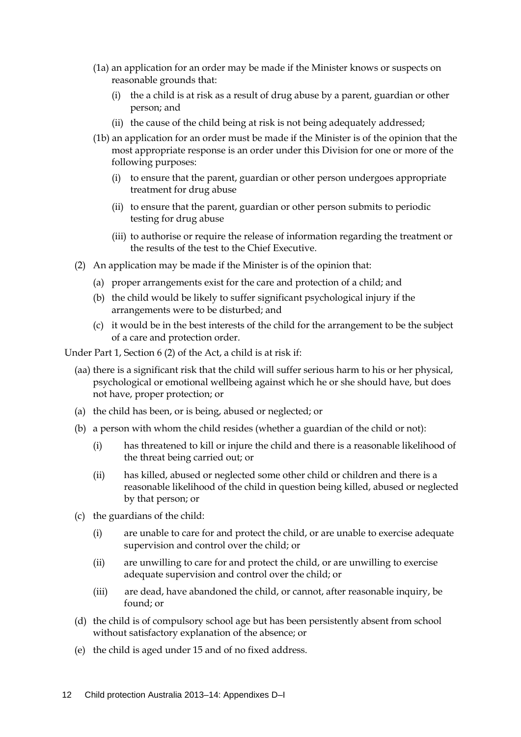- (1a) an application for an order may be made if the Minister knows or suspects on reasonable grounds that:
  - (i) the a child is at risk as a result of drug abuse by a parent, guardian or other person; and
  - (ii) the cause of the child being at risk is not being adequately addressed;
- (1b) an application for an order must be made if the Minister is of the opinion that the most appropriate response is an order under this Division for one or more of the following purposes:
  - (i) to ensure that the parent, guardian or other person undergoes appropriate treatment for drug abuse
  - (ii) to ensure that the parent, guardian or other person submits to periodic testing for drug abuse
  - (iii) to authorise or require the release of information regarding the treatment or the results of the test to the Chief Executive.
- (2) An application may be made if the Minister is of the opinion that:
  - (a) proper arrangements exist for the care and protection of a child; and
  - (b) the child would be likely to suffer significant psychological injury if the arrangements were to be disturbed; and
  - (c) it would be in the best interests of the child for the arrangement to be the subject of a care and protection order.

Under Part 1, Section 6 (2) of the Act, a child is at risk if:

- (aa) there is a significant risk that the child will suffer serious harm to his or her physical, psychological or emotional wellbeing against which he or she should have, but does not have, proper protection; or
- (a) the child has been, or is being, abused or neglected; or
- (b) a person with whom the child resides (whether a guardian of the child or not):
  - (i) has threatened to kill or injure the child and there is a reasonable likelihood of the threat being carried out; or
  - (ii) has killed, abused or neglected some other child or children and there is a reasonable likelihood of the child in question being killed, abused or neglected by that person; or
- (c) the guardians of the child:
  - (i) are unable to care for and protect the child, or are unable to exercise adequate supervision and control over the child; or
  - (ii) are unwilling to care for and protect the child, or are unwilling to exercise adequate supervision and control over the child; or
  - (iii) are dead, have abandoned the child, or cannot, after reasonable inquiry, be found; or
- (d) the child is of compulsory school age but has been persistently absent from school without satisfactory explanation of the absence; or
- (e) the child is aged under 15 and of no fixed address.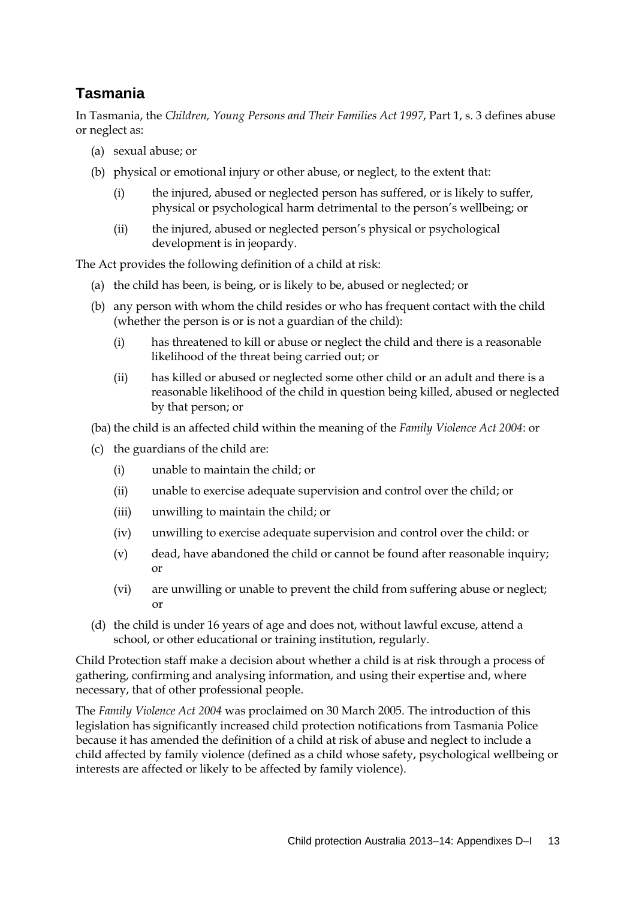## Tasmania

In Tasmania, the *Children, Young Persons and Their Families Act 1997*, Part 1, s. 3 defines abuse or neglect as:

- (a) sexual abuse; or
- (b) physical or emotional injury or other abuse, or neglect, to the extent that:
  - (i) the injured, abused or neglected person has suffered, or is likely to suffer, physical or psychological harm detrimental to the person's wellbeing; or
  - (ii) the injured, abused or neglected person's physical or psychological development is in jeopardy.

The Act provides the following definition of a child at risk:

- (a) the child has been, is being, or is likely to be, abused or neglected; or
- (b) any person with whom the child resides or who has frequent contact with the child (whether the person is or is not a guardian of the child):
  - (i) has threatened to kill or abuse or neglect the child and there is a reasonable likelihood of the threat being carried out; or
  - (ii) has killed or abused or neglected some other child or an adult and there is a reasonable likelihood of the child in question being killed, abused or neglected by that person; or
- (ba) the child is an affected child within the meaning of the *Family Violence Act 2004*: or
- (c) the guardians of the child are:
  - (i) unable to maintain the child; or
  - (ii) unable to exercise adequate supervision and control over the child; or
  - (iii) unwilling to maintain the child; or
  - (iv) unwilling to exercise adequate supervision and control over the child: or
  - (v) dead, have abandoned the child or cannot be found after reasonable inquiry; or
  - (vi) are unwilling or unable to prevent the child from suffering abuse or neglect; or
- (d) the child is under 16 years of age and does not, without lawful excuse, attend a school, or other educational or training institution, regularly.

Child Protection staff make a decision about whether a child is at risk through a process of gathering, confirming and analysing information, and using their expertise and, where necessary, that of other professional people.

The *Family Violence Act 2004* was proclaimed on 30 March 2005. The introduction of this legislation has significantly increased child protection notifications from Tasmania Police because it has amended the definition of a child at risk of abuse and neglect to include a child affected by family violence (defined as a child whose safety, psychological wellbeing or interests are affected or likely to be affected by family violence).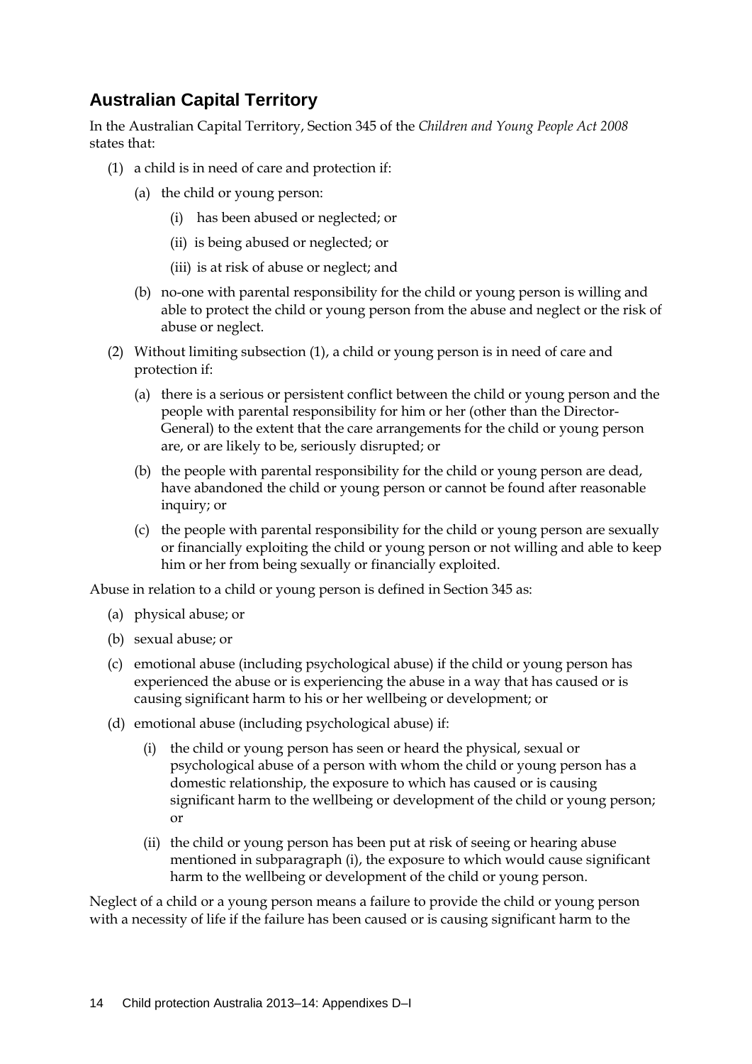## Australian Capital Territory

In the Australian Capital Territory, Section 345 of the *Children and Young People Act 2008* states that:

(1) a child is in need of care and protection if:

  (a) the child or young person:

    (i) has been abused or neglected; or

    (ii) is being abused or neglected; or

    (iii) is at risk of abuse or neglect; and

  (b) no-one with parental responsibility for the child or young person is willing and able to protect the child or young person from the abuse and neglect or the risk of abuse or neglect.

(2) Without limiting subsection (1), a child or young person is in need of care and protection if:

  (a) there is a serious or persistent conflict between the child or young person and the people with parental responsibility for him or her (other than the Director-General) to the extent that the care arrangements for the child or young person are, or are likely to be, seriously disrupted; or

  (b) the people with parental responsibility for the child or young person are dead, have abandoned the child or young person or cannot be found after reasonable inquiry; or

  (c) the people with parental responsibility for the child or young person are sexually or financially exploiting the child or young person or not willing and able to keep him or her from being sexually or financially exploited.

Abuse in relation to a child or young person is defined in Section 345 as:

(a) physical abuse; or

(b) sexual abuse; or

(c) emotional abuse (including psychological abuse) if the child or young person has experienced the abuse or is experiencing the abuse in a way that has caused or is causing significant harm to his or her wellbeing or development; or

(d) emotional abuse (including psychological abuse) if:

  (i) the child or young person has seen or heard the physical, sexual or psychological abuse of a person with whom the child or young person has a domestic relationship, the exposure to which has caused or is causing significant harm to the wellbeing or development of the child or young person; or

  (ii) the child or young person has been put at risk of seeing or hearing abuse mentioned in subparagraph (i), the exposure to which would cause significant harm to the wellbeing or development of the child or young person.

Neglect of a child or a young person means a failure to provide the child or young person with a necessity of life if the failure has been caused or is causing significant harm to the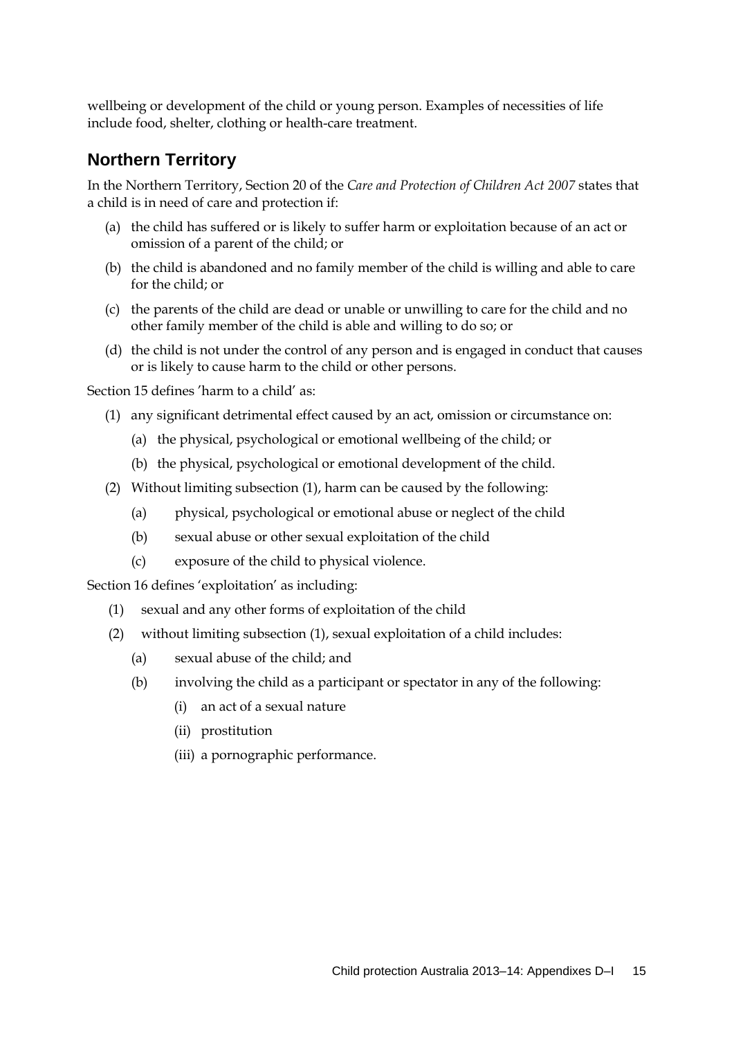wellbeing or development of the child or young person. Examples of necessities of life include food, shelter, clothing or health-care treatment.

## Northern Territory

In the Northern Territory, Section 20 of the *Care and Protection of Children Act 2007* states that a child is in need of care and protection if:

(a) the child has suffered or is likely to suffer harm or exploitation because of an act or omission of a parent of the child; or

(b) the child is abandoned and no family member of the child is willing and able to care for the child; or

(c) the parents of the child are dead or unable or unwilling to care for the child and no other family member of the child is able and willing to do so; or

(d) the child is not under the control of any person and is engaged in conduct that causes or is likely to cause harm to the child or other persons.

Section 15 defines 'harm to a child' as:

(1) any significant detrimental effect caused by an act, omission or circumstance on:

  (a) the physical, psychological or emotional wellbeing of the child; or

  (b) the physical, psychological or emotional development of the child.

(2) Without limiting subsection (1), harm can be caused by the following:

  (a) physical, psychological or emotional abuse or neglect of the child

  (b) sexual abuse or other sexual exploitation of the child

  (c) exposure of the child to physical violence.

Section 16 defines 'exploitation' as including:

(1) sexual and any other forms of exploitation of the child

(2) without limiting subsection (1), sexual exploitation of a child includes:

  (a) sexual abuse of the child; and

  (b) involving the child as a participant or spectator in any of the following:

    (i) an act of a sexual nature

    (ii) prostitution

    (iii) a pornographic performance.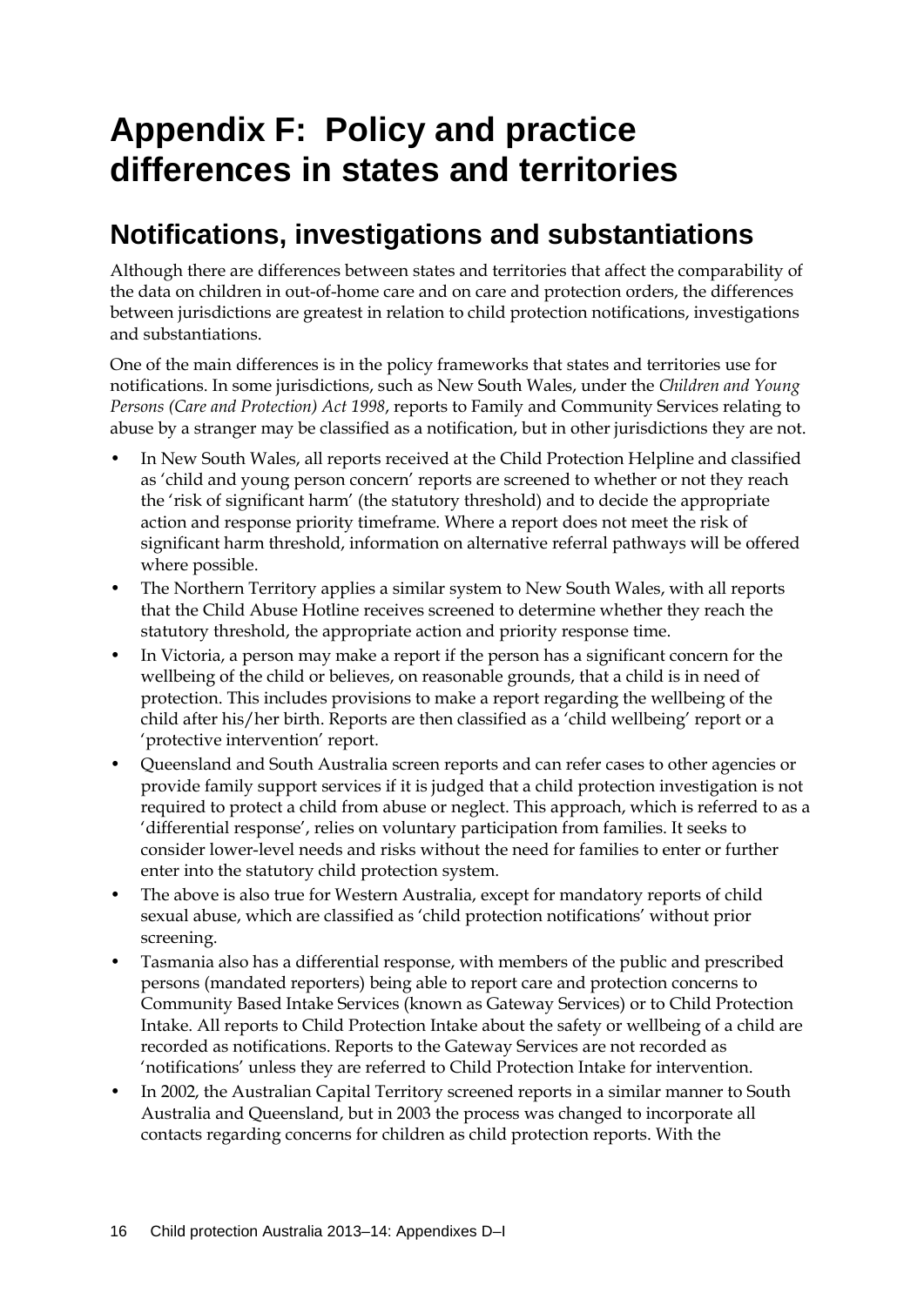# Appendix F: Policy and practice differences in states and territories

## Notifications, investigations and substantiations

Although there are differences between states and territories that affect the comparability of the data on children in out-of-home care and on care and protection orders, the differences between jurisdictions are greatest in relation to child protection notifications, investigations and substantiations.

One of the main differences is in the policy frameworks that states and territories use for notifications. In some jurisdictions, such as New South Wales, under the *Children and Young Persons (Care and Protection) Act 1998*, reports to Family and Community Services relating to abuse by a stranger may be classified as a notification, but in other jurisdictions they are not.

- In New South Wales, all reports received at the Child Protection Helpline and classified as 'child and young person concern' reports are screened to whether or not they reach the 'risk of significant harm' (the statutory threshold) and to decide the appropriate action and response priority timeframe. Where a report does not meet the risk of significant harm threshold, information on alternative referral pathways will be offered where possible.
- The Northern Territory applies a similar system to New South Wales, with all reports that the Child Abuse Hotline receives screened to determine whether they reach the statutory threshold, the appropriate action and priority response time.
- In Victoria, a person may make a report if the person has a significant concern for the wellbeing of the child or believes, on reasonable grounds, that a child is in need of protection. This includes provisions to make a report regarding the wellbeing of the child after his/her birth. Reports are then classified as a 'child wellbeing' report or a 'protective intervention' report.
- Queensland and South Australia screen reports and can refer cases to other agencies or provide family support services if it is judged that a child protection investigation is not required to protect a child from abuse or neglect. This approach, which is referred to as a 'differential response', relies on voluntary participation from families. It seeks to consider lower-level needs and risks without the need for families to enter or further enter into the statutory child protection system.
- The above is also true for Western Australia, except for mandatory reports of child sexual abuse, which are classified as 'child protection notifications' without prior screening.
- Tasmania also has a differential response, with members of the public and prescribed persons (mandated reporters) being able to report care and protection concerns to Community Based Intake Services (known as Gateway Services) or to Child Protection Intake. All reports to Child Protection Intake about the safety or wellbeing of a child are recorded as notifications. Reports to the Gateway Services are not recorded as 'notifications' unless they are referred to Child Protection Intake for intervention.
- In 2002, the Australian Capital Territory screened reports in a similar manner to South Australia and Queensland, but in 2003 the process was changed to incorporate all contacts regarding concerns for children as child protection reports. With the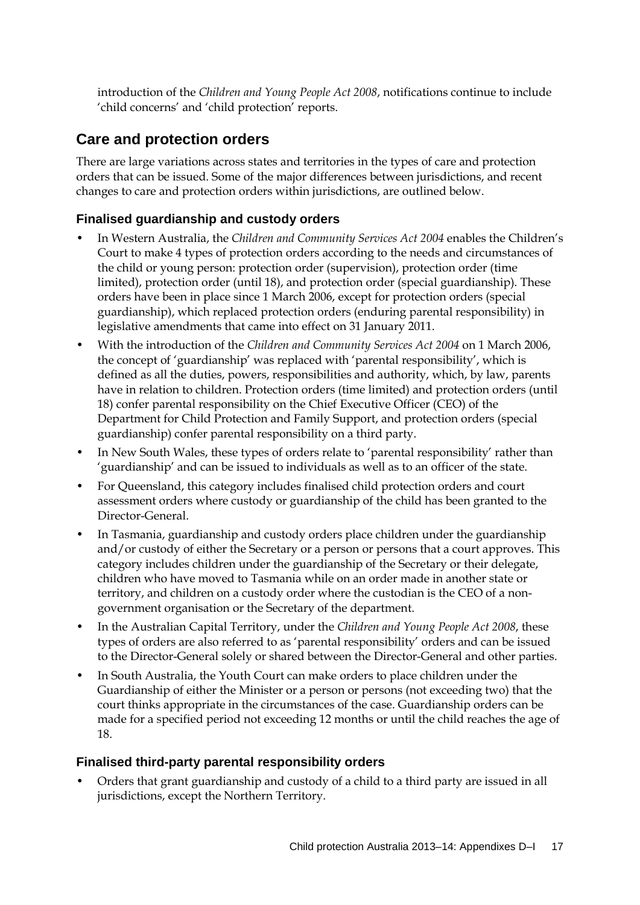introduction of the *Children and Young People Act 2008*, notifications continue to include 'child concerns' and 'child protection' reports.

## Care and protection orders

There are large variations across states and territories in the types of care and protection orders that can be issued. Some of the major differences between jurisdictions, and recent changes to care and protection orders within jurisdictions, are outlined below.

### Finalised guardianship and custody orders

- In Western Australia, the *Children and Community Services Act 2004* enables the Children's Court to make 4 types of protection orders according to the needs and circumstances of the child or young person: protection order (supervision), protection order (time limited), protection order (until 18), and protection order (special guardianship). These orders have been in place since 1 March 2006, except for protection orders (special guardianship), which replaced protection orders (enduring parental responsibility) in legislative amendments that came into effect on 31 January 2011.
- With the introduction of the *Children and Community Services Act 2004* on 1 March 2006, the concept of 'guardianship' was replaced with 'parental responsibility', which is defined as all the duties, powers, responsibilities and authority, which, by law, parents have in relation to children. Protection orders (time limited) and protection orders (until 18) confer parental responsibility on the Chief Executive Officer (CEO) of the Department for Child Protection and Family Support, and protection orders (special guardianship) confer parental responsibility on a third party.
- In New South Wales, these types of orders relate to 'parental responsibility' rather than 'guardianship' and can be issued to individuals as well as to an officer of the state.
- For Queensland, this category includes finalised child protection orders and court assessment orders where custody or guardianship of the child has been granted to the Director-General.
- In Tasmania, guardianship and custody orders place children under the guardianship and/or custody of either the Secretary or a person or persons that a court approves. This category includes children under the guardianship of the Secretary or their delegate, children who have moved to Tasmania while on an order made in another state or territory, and children on a custody order where the custodian is the CEO of a non-government organisation or the Secretary of the department.
- In the Australian Capital Territory, under the *Children and Young People Act 2008*, these types of orders are also referred to as 'parental responsibility' orders and can be issued to the Director-General solely or shared between the Director-General and other parties.
- In South Australia, the Youth Court can make orders to place children under the Guardianship of either the Minister or a person or persons (not exceeding two) that the court thinks appropriate in the circumstances of the case. Guardianship orders can be made for a specified period not exceeding 12 months or until the child reaches the age of 18.

### Finalised third-party parental responsibility orders

- Orders that grant guardianship and custody of a child to a third party are issued in all jurisdictions, except the Northern Territory.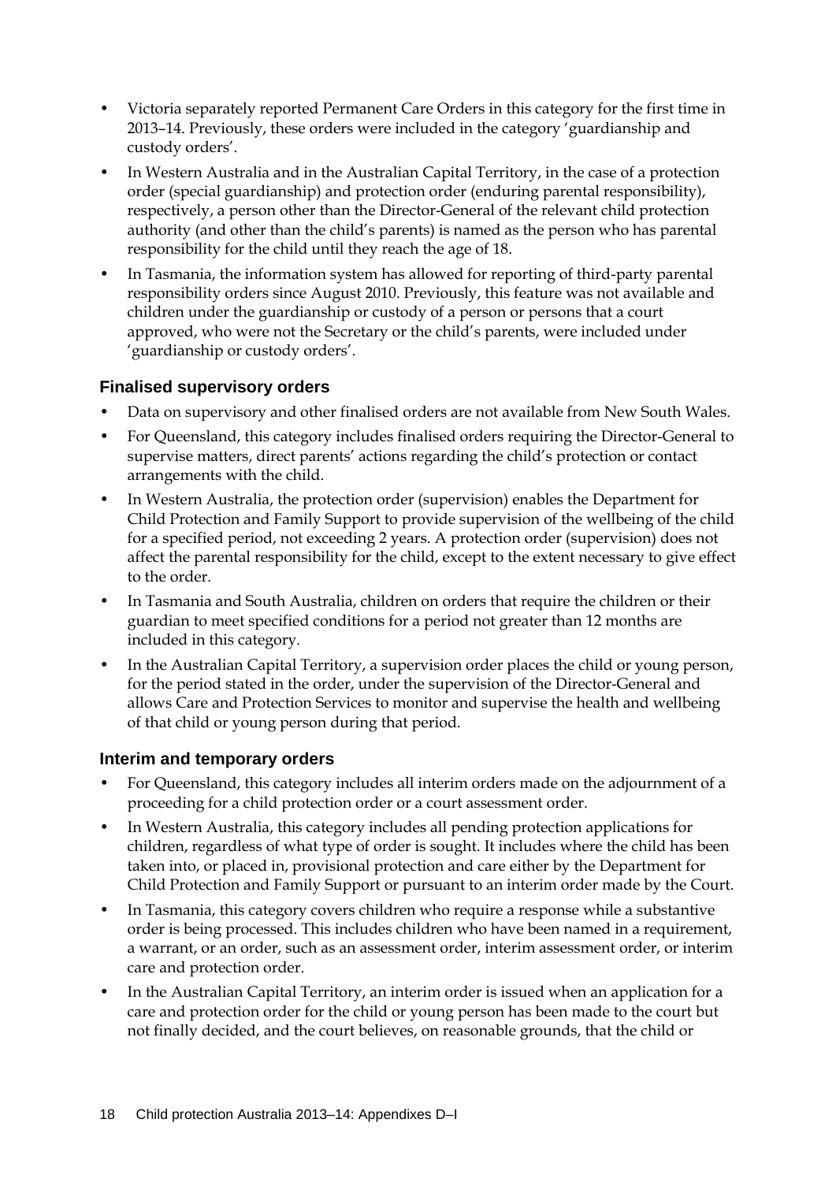- Victoria separately reported Permanent Care Orders in this category for the first time in 2013–14. Previously, these orders were included in the category 'guardianship and custody orders'.
- In Western Australia and in the Australian Capital Territory, in the case of a protection order (special guardianship) and protection order (enduring parental responsibility), respectively, a person other than the Director-General of the relevant child protection authority (and other than the child's parents) is named as the person who has parental responsibility for the child until they reach the age of 18.
- In Tasmania, the information system has allowed for reporting of third-party parental responsibility orders since August 2010. Previously, this feature was not available and children under the guardianship or custody of a person or persons that a court approved, who were not the Secretary or the child's parents, were included under 'guardianship or custody orders'.

### Finalised supervisory orders

- Data on supervisory and other finalised orders are not available from New South Wales.
- For Queensland, this category includes finalised orders requiring the Director-General to supervise matters, direct parents' actions regarding the child's protection or contact arrangements with the child.
- In Western Australia, the protection order (supervision) enables the Department for Child Protection and Family Support to provide supervision of the wellbeing of the child for a specified period, not exceeding 2 years. A protection order (supervision) does not affect the parental responsibility for the child, except to the extent necessary to give effect to the order.
- In Tasmania and South Australia, children on orders that require the children or their guardian to meet specified conditions for a period not greater than 12 months are included in this category.
- In the Australian Capital Territory, a supervision order places the child or young person, for the period stated in the order, under the supervision of the Director-General and allows Care and Protection Services to monitor and supervise the health and wellbeing of that child or young person during that period.

### Interim and temporary orders

- For Queensland, this category includes all interim orders made on the adjournment of a proceeding for a child protection order or a court assessment order.
- In Western Australia, this category includes all pending protection applications for children, regardless of what type of order is sought. It includes where the child has been taken into, or placed in, provisional protection and care either by the Department for Child Protection and Family Support or pursuant to an interim order made by the Court.
- In Tasmania, this category covers children who require a response while a substantive order is being processed. This includes children who have been named in a requirement, a warrant, or an order, such as an assessment order, interim assessment order, or interim care and protection order.
- In the Australian Capital Territory, an interim order is issued when an application for a care and protection order for the child or young person has been made to the court but not finally decided, and the court believes, on reasonable grounds, that the child or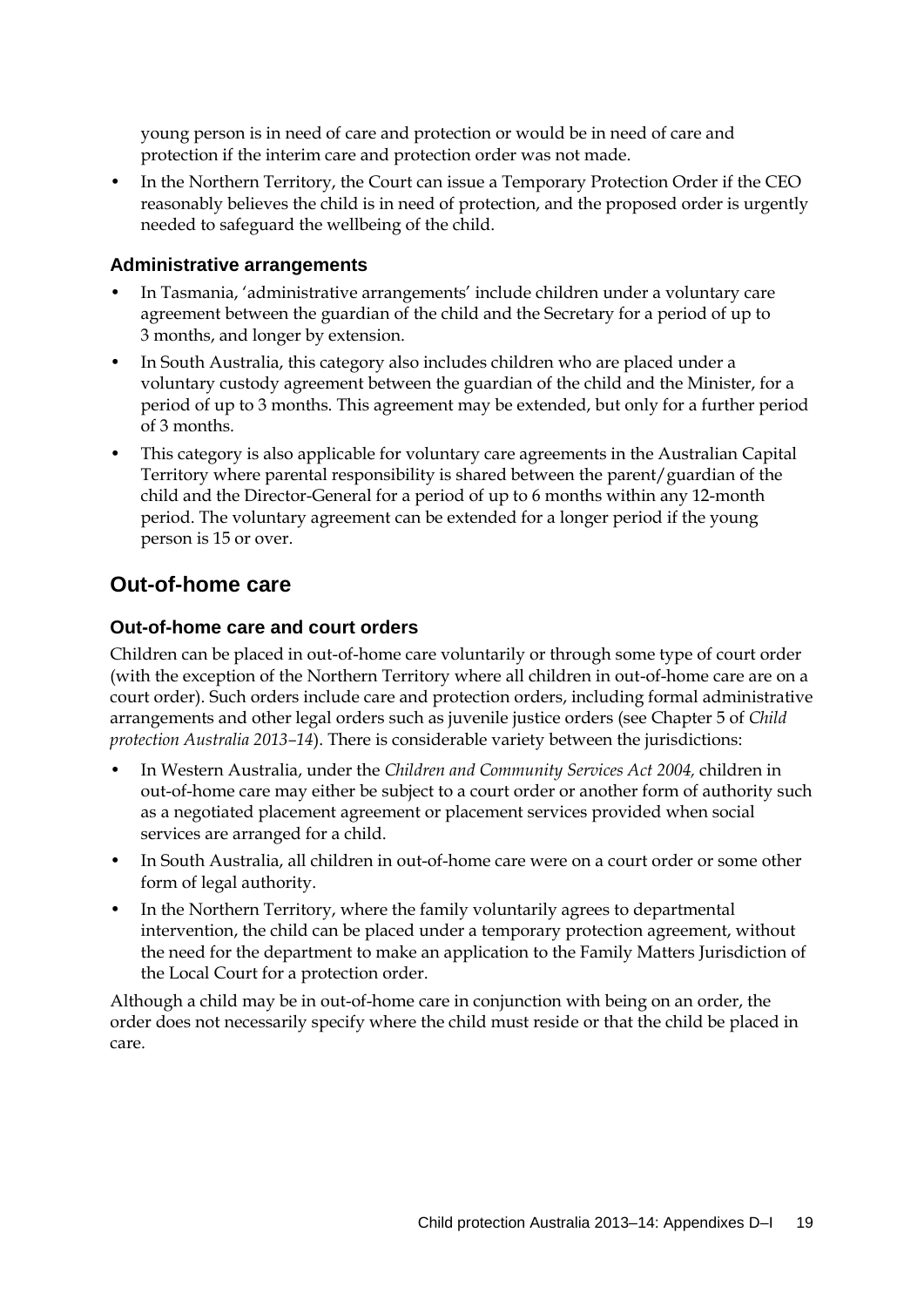young person is in need of care and protection or would be in need of care and protection if the interim care and protection order was not made.

- In the Northern Territory, the Court can issue a Temporary Protection Order if the CEO reasonably believes the child is in need of protection, and the proposed order is urgently needed to safeguard the wellbeing of the child.

### Administrative arrangements

- In Tasmania, 'administrative arrangements' include children under a voluntary care agreement between the guardian of the child and the Secretary for a period of up to 3 months, and longer by extension.
- In South Australia, this category also includes children who are placed under a voluntary custody agreement between the guardian of the child and the Minister, for a period of up to 3 months. This agreement may be extended, but only for a further period of 3 months.
- This category is also applicable for voluntary care agreements in the Australian Capital Territory where parental responsibility is shared between the parent/guardian of the child and the Director-General for a period of up to 6 months within any 12-month period. The voluntary agreement can be extended for a longer period if the young person is 15 or over.

## Out-of-home care

### Out-of-home care and court orders

Children can be placed in out-of-home care voluntarily or through some type of court order (with the exception of the Northern Territory where all children in out-of-home care are on a court order). Such orders include care and protection orders, including formal administrative arrangements and other legal orders such as juvenile justice orders (see Chapter 5 of *Child protection Australia 2013–14*). There is considerable variety between the jurisdictions:

- In Western Australia, under the *Children and Community Services Act 2004,* children in out-of-home care may either be subject to a court order or another form of authority such as a negotiated placement agreement or placement services provided when social services are arranged for a child.
- In South Australia, all children in out-of-home care were on a court order or some other form of legal authority.
- In the Northern Territory, where the family voluntarily agrees to departmental intervention, the child can be placed under a temporary protection agreement, without the need for the department to make an application to the Family Matters Jurisdiction of the Local Court for a protection order.

Although a child may be in out-of-home care in conjunction with being on an order, the order does not necessarily specify where the child must reside or that the child be placed in care.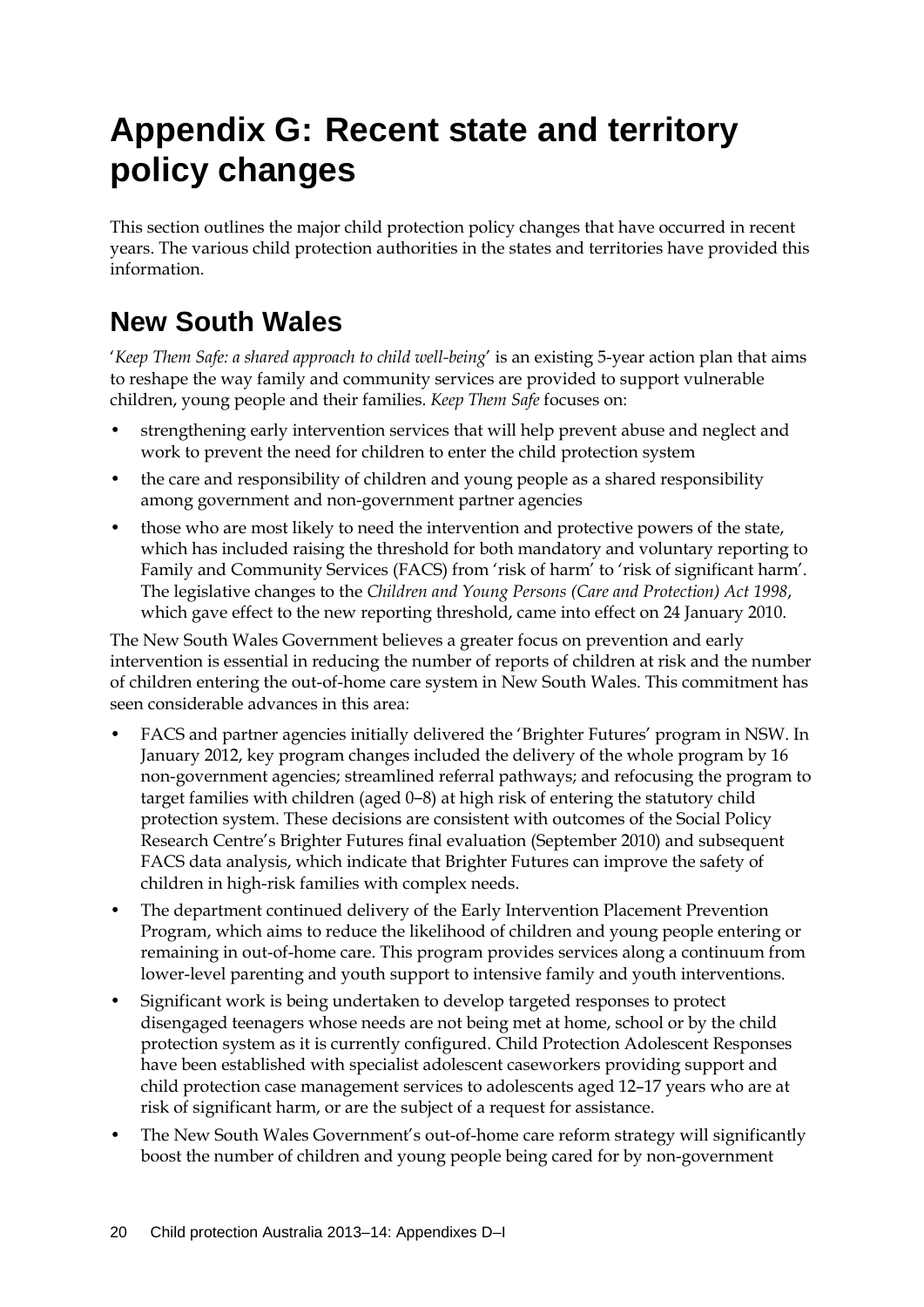# Appendix G: Recent state and territory policy changes

This section outlines the major child protection policy changes that have occurred in recent years. The various child protection authorities in the states and territories have provided this information.

## New South Wales

'*Keep Them Safe: a shared approach to child well-being*' is an existing 5-year action plan that aims to reshape the way family and community services are provided to support vulnerable children, young people and their families. *Keep Them Safe* focuses on:

- strengthening early intervention services that will help prevent abuse and neglect and work to prevent the need for children to enter the child protection system
- the care and responsibility of children and young people as a shared responsibility among government and non-government partner agencies
- those who are most likely to need the intervention and protective powers of the state, which has included raising the threshold for both mandatory and voluntary reporting to Family and Community Services (FACS) from 'risk of harm' to 'risk of significant harm'. The legislative changes to the *Children and Young Persons (Care and Protection) Act 1998*, which gave effect to the new reporting threshold, came into effect on 24 January 2010.

The New South Wales Government believes a greater focus on prevention and early intervention is essential in reducing the number of reports of children at risk and the number of children entering the out-of-home care system in New South Wales. This commitment has seen considerable advances in this area:

- FACS and partner agencies initially delivered the 'Brighter Futures' program in NSW. In January 2012, key program changes included the delivery of the whole program by 16 non-government agencies; streamlined referral pathways; and refocusing the program to target families with children (aged 0–8) at high risk of entering the statutory child protection system. These decisions are consistent with outcomes of the Social Policy Research Centre's Brighter Futures final evaluation (September 2010) and subsequent FACS data analysis, which indicate that Brighter Futures can improve the safety of children in high-risk families with complex needs.
- The department continued delivery of the Early Intervention Placement Prevention Program, which aims to reduce the likelihood of children and young people entering or remaining in out-of-home care. This program provides services along a continuum from lower-level parenting and youth support to intensive family and youth interventions.
- Significant work is being undertaken to develop targeted responses to protect disengaged teenagers whose needs are not being met at home, school or by the child protection system as it is currently configured. Child Protection Adolescent Responses have been established with specialist adolescent caseworkers providing support and child protection case management services to adolescents aged 12–17 years who are at risk of significant harm, or are the subject of a request for assistance.
- The New South Wales Government's out-of-home care reform strategy will significantly boost the number of children and young people being cared for by non-government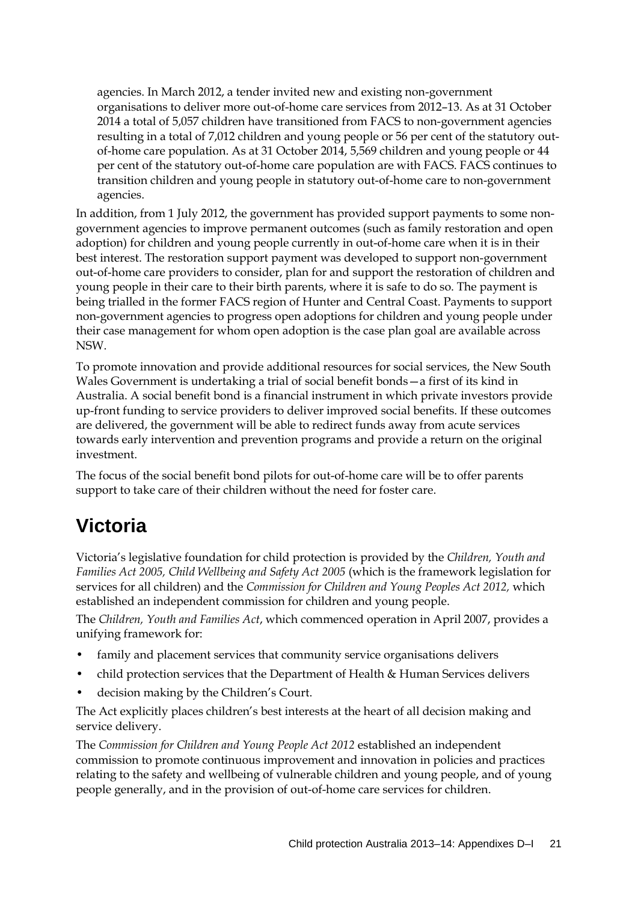agencies. In March 2012, a tender invited new and existing non-government organisations to deliver more out-of-home care services from 2012–13. As at 31 October 2014 a total of 5,057 children have transitioned from FACS to non-government agencies resulting in a total of 7,012 children and young people or 56 per cent of the statutory out-of-home care population. As at 31 October 2014, 5,569 children and young people or 44 per cent of the statutory out-of-home care population are with FACS. FACS continues to transition children and young people in statutory out-of-home care to non-government agencies.

In addition, from 1 July 2012, the government has provided support payments to some non-government agencies to improve permanent outcomes (such as family restoration and open adoption) for children and young people currently in out-of-home care when it is in their best interest. The restoration support payment was developed to support non-government out-of-home care providers to consider, plan for and support the restoration of children and young people in their care to their birth parents, where it is safe to do so. The payment is being trialled in the former FACS region of Hunter and Central Coast. Payments to support non-government agencies to progress open adoptions for children and young people under their case management for whom open adoption is the case plan goal are available across NSW.

To promote innovation and provide additional resources for social services, the New South Wales Government is undertaking a trial of social benefit bonds—a first of its kind in Australia. A social benefit bond is a financial instrument in which private investors provide up-front funding to service providers to deliver improved social benefits. If these outcomes are delivered, the government will be able to redirect funds away from acute services towards early intervention and prevention programs and provide a return on the original investment.

The focus of the social benefit bond pilots for out-of-home care will be to offer parents support to take care of their children without the need for foster care.

# Victoria

Victoria's legislative foundation for child protection is provided by the *Children, Youth and Families Act 2005, Child Wellbeing and Safety Act 2005* (which is the framework legislation for services for all children) and the *Commission for Children and Young Peoples Act 2012,* which established an independent commission for children and young people.

The *Children, Youth and Families Act*, which commenced operation in April 2007, provides a unifying framework for:

- family and placement services that community service organisations delivers
- child protection services that the Department of Health & Human Services delivers
- decision making by the Children's Court.

The Act explicitly places children's best interests at the heart of all decision making and service delivery.

The *Commission for Children and Young People Act 2012* established an independent commission to promote continuous improvement and innovation in policies and practices relating to the safety and wellbeing of vulnerable children and young people, and of young people generally, and in the provision of out-of-home care services for children.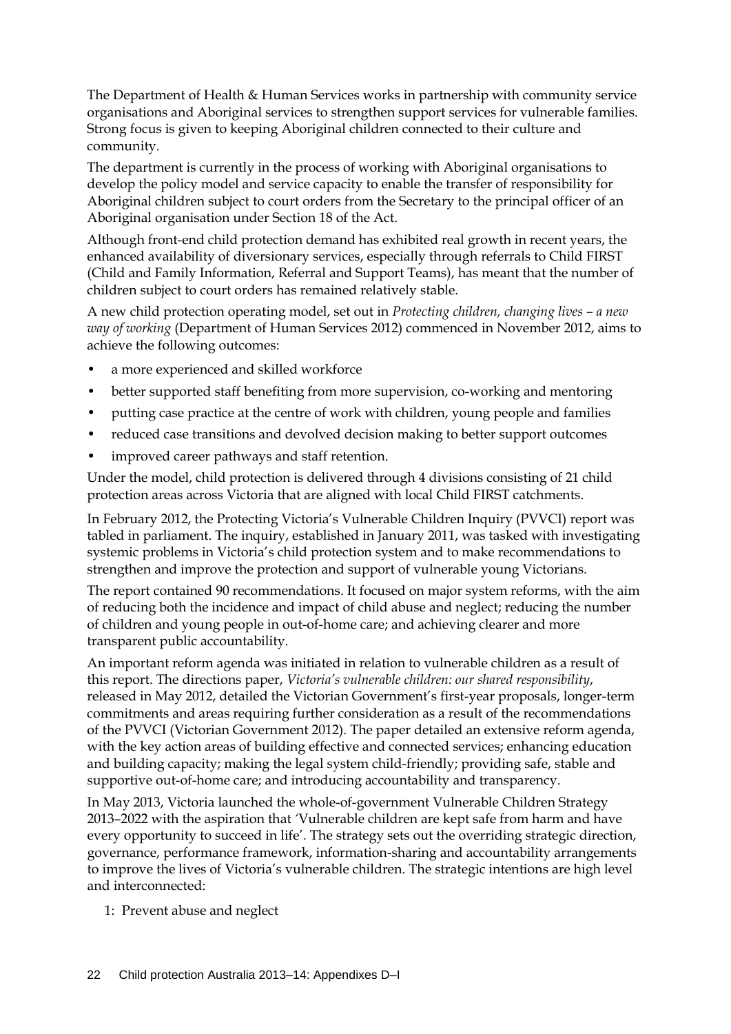The Department of Health & Human Services works in partnership with community service organisations and Aboriginal services to strengthen support services for vulnerable families. Strong focus is given to keeping Aboriginal children connected to their culture and community.

The department is currently in the process of working with Aboriginal organisations to develop the policy model and service capacity to enable the transfer of responsibility for Aboriginal children subject to court orders from the Secretary to the principal officer of an Aboriginal organisation under Section 18 of the Act.

Although front-end child protection demand has exhibited real growth in recent years, the enhanced availability of diversionary services, especially through referrals to Child FIRST (Child and Family Information, Referral and Support Teams), has meant that the number of children subject to court orders has remained relatively stable.

A new child protection operating model, set out in *Protecting children, changing lives – a new way of working* (Department of Human Services 2012) commenced in November 2012, aims to achieve the following outcomes:

- a more experienced and skilled workforce
- better supported staff benefiting from more supervision, co-working and mentoring
- putting case practice at the centre of work with children, young people and families
- reduced case transitions and devolved decision making to better support outcomes
- improved career pathways and staff retention.

Under the model, child protection is delivered through 4 divisions consisting of 21 child protection areas across Victoria that are aligned with local Child FIRST catchments.

In February 2012, the Protecting Victoria's Vulnerable Children Inquiry (PVVCI) report was tabled in parliament. The inquiry, established in January 2011, was tasked with investigating systemic problems in Victoria's child protection system and to make recommendations to strengthen and improve the protection and support of vulnerable young Victorians.

The report contained 90 recommendations. It focused on major system reforms, with the aim of reducing both the incidence and impact of child abuse and neglect; reducing the number of children and young people in out-of-home care; and achieving clearer and more transparent public accountability.

An important reform agenda was initiated in relation to vulnerable children as a result of this report. The directions paper, *Victoria's vulnerable children: our shared responsibility*, released in May 2012, detailed the Victorian Government's first-year proposals, longer-term commitments and areas requiring further consideration as a result of the recommendations of the PVVCI (Victorian Government 2012). The paper detailed an extensive reform agenda, with the key action areas of building effective and connected services; enhancing education and building capacity; making the legal system child-friendly; providing safe, stable and supportive out-of-home care; and introducing accountability and transparency.

In May 2013, Victoria launched the whole-of-government Vulnerable Children Strategy 2013–2022 with the aspiration that 'Vulnerable children are kept safe from harm and have every opportunity to succeed in life'. The strategy sets out the overriding strategic direction, governance, performance framework, information-sharing and accountability arrangements to improve the lives of Victoria's vulnerable children. The strategic intentions are high level and interconnected:

1: Prevent abuse and neglect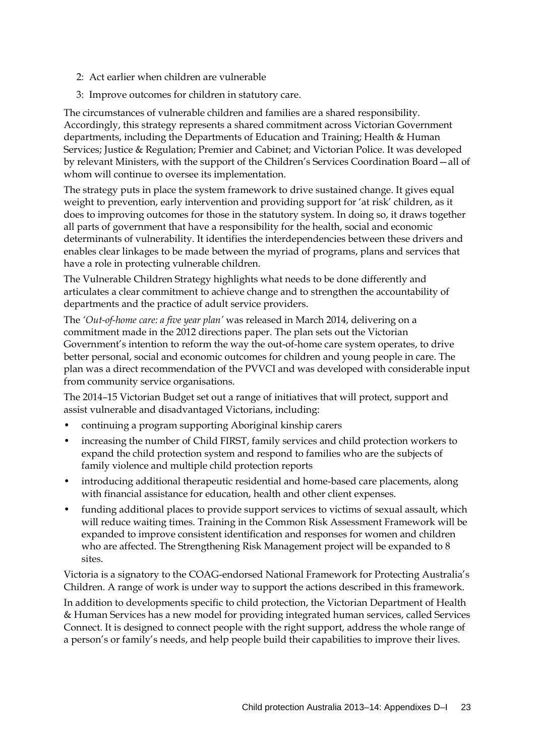2: Act earlier when children are vulnerable

3: Improve outcomes for children in statutory care.

The circumstances of vulnerable children and families are a shared responsibility. Accordingly, this strategy represents a shared commitment across Victorian Government departments, including the Departments of Education and Training; Health & Human Services; Justice & Regulation; Premier and Cabinet; and Victorian Police. It was developed by relevant Ministers, with the support of the Children's Services Coordination Board—all of whom will continue to oversee its implementation.

The strategy puts in place the system framework to drive sustained change. It gives equal weight to prevention, early intervention and providing support for 'at risk' children, as it does to improving outcomes for those in the statutory system. In doing so, it draws together all parts of government that have a responsibility for the health, social and economic determinants of vulnerability. It identifies the interdependencies between these drivers and enables clear linkages to be made between the myriad of programs, plans and services that have a role in protecting vulnerable children.

The Vulnerable Children Strategy highlights what needs to be done differently and articulates a clear commitment to achieve change and to strengthen the accountability of departments and the practice of adult service providers.

The *'Out-of-home care: a five year plan'* was released in March 2014, delivering on a commitment made in the 2012 directions paper. The plan sets out the Victorian Government's intention to reform the way the out-of-home care system operates, to drive better personal, social and economic outcomes for children and young people in care. The plan was a direct recommendation of the PVVCI and was developed with considerable input from community service organisations.

The 2014–15 Victorian Budget set out a range of initiatives that will protect, support and assist vulnerable and disadvantaged Victorians, including:

- continuing a program supporting Aboriginal kinship carers
- increasing the number of Child FIRST, family services and child protection workers to expand the child protection system and respond to families who are the subjects of family violence and multiple child protection reports
- introducing additional therapeutic residential and home-based care placements, along with financial assistance for education, health and other client expenses.
- funding additional places to provide support services to victims of sexual assault, which will reduce waiting times. Training in the Common Risk Assessment Framework will be expanded to improve consistent identification and responses for women and children who are affected. The Strengthening Risk Management project will be expanded to 8 sites.

Victoria is a signatory to the COAG-endorsed National Framework for Protecting Australia's Children. A range of work is under way to support the actions described in this framework.

In addition to developments specific to child protection, the Victorian Department of Health & Human Services has a new model for providing integrated human services, called Services Connect. It is designed to connect people with the right support, address the whole range of a person's or family's needs, and help people build their capabilities to improve their lives.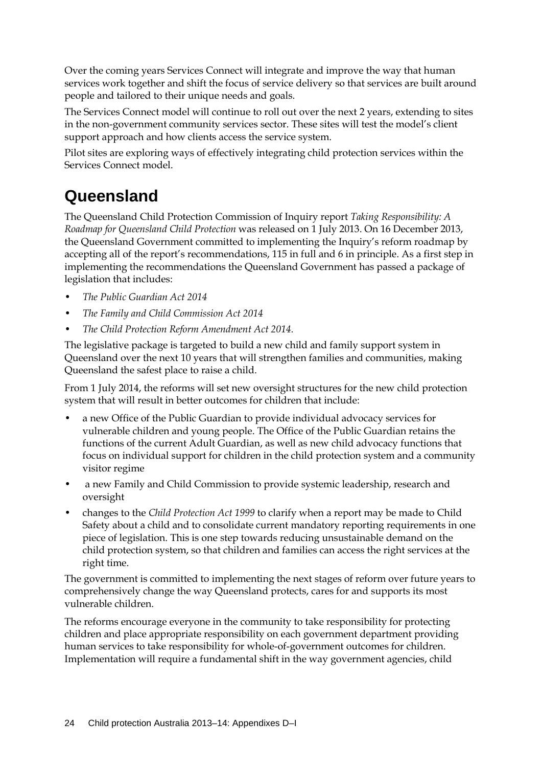Over the coming years Services Connect will integrate and improve the way that human services work together and shift the focus of service delivery so that services are built around people and tailored to their unique needs and goals.

The Services Connect model will continue to roll out over the next 2 years, extending to sites in the non-government community services sector. These sites will test the model's client support approach and how clients access the service system.

Pilot sites are exploring ways of effectively integrating child protection services within the Services Connect model.

## Queensland

The Queensland Child Protection Commission of Inquiry report *Taking Responsibility: A Roadmap for Queensland Child Protection* was released on 1 July 2013. On 16 December 2013, the Queensland Government committed to implementing the Inquiry's reform roadmap by accepting all of the report's recommendations, 115 in full and 6 in principle. As a first step in implementing the recommendations the Queensland Government has passed a package of legislation that includes:

- *The Public Guardian Act 2014*
- *The Family and Child Commission Act 2014*
- *The Child Protection Reform Amendment Act 2014.*

The legislative package is targeted to build a new child and family support system in Queensland over the next 10 years that will strengthen families and communities, making Queensland the safest place to raise a child.

From 1 July 2014, the reforms will set new oversight structures for the new child protection system that will result in better outcomes for children that include:

- a new Office of the Public Guardian to provide individual advocacy services for vulnerable children and young people. The Office of the Public Guardian retains the functions of the current Adult Guardian, as well as new child advocacy functions that focus on individual support for children in the child protection system and a community visitor regime
- a new Family and Child Commission to provide systemic leadership, research and oversight
- changes to the *Child Protection Act 1999* to clarify when a report may be made to Child Safety about a child and to consolidate current mandatory reporting requirements in one piece of legislation. This is one step towards reducing unsustainable demand on the child protection system, so that children and families can access the right services at the right time.

The government is committed to implementing the next stages of reform over future years to comprehensively change the way Queensland protects, cares for and supports its most vulnerable children.

The reforms encourage everyone in the community to take responsibility for protecting children and place appropriate responsibility on each government department providing human services to take responsibility for whole-of-government outcomes for children. Implementation will require a fundamental shift in the way government agencies, child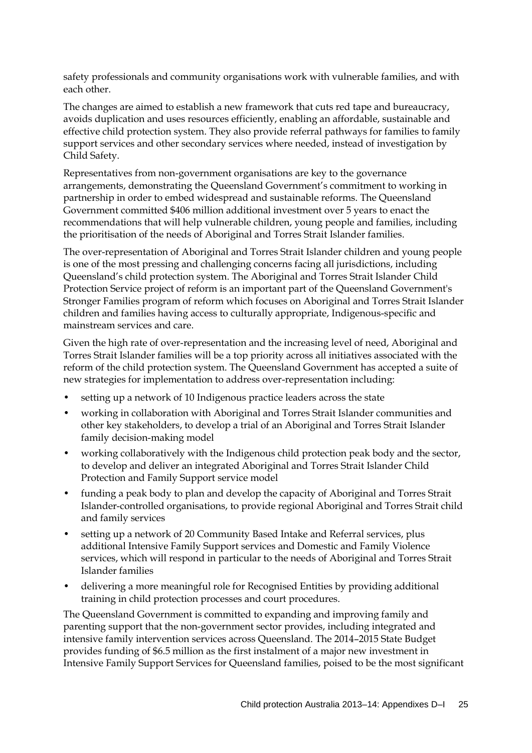safety professionals and community organisations work with vulnerable families, and with each other.

The changes are aimed to establish a new framework that cuts red tape and bureaucracy, avoids duplication and uses resources efficiently, enabling an affordable, sustainable and effective child protection system. They also provide referral pathways for families to family support services and other secondary services where needed, instead of investigation by Child Safety.

Representatives from non-government organisations are key to the governance arrangements, demonstrating the Queensland Government's commitment to working in partnership in order to embed widespread and sustainable reforms. The Queensland Government committed $406 million additional investment over 5 years to enact the recommendations that will help vulnerable children, young people and families, including the prioritisation of the needs of Aboriginal and Torres Strait Islander families.

The over-representation of Aboriginal and Torres Strait Islander children and young people is one of the most pressing and challenging concerns facing all jurisdictions, including Queensland's child protection system. The Aboriginal and Torres Strait Islander Child Protection Service project of reform is an important part of the Queensland Government's Stronger Families program of reform which focuses on Aboriginal and Torres Strait Islander children and families having access to culturally appropriate, Indigenous-specific and mainstream services and care.

Given the high rate of over-representation and the increasing level of need, Aboriginal and Torres Strait Islander families will be a top priority across all initiatives associated with the reform of the child protection system. The Queensland Government has accepted a suite of new strategies for implementation to address over-representation including:

- setting up a network of 10 Indigenous practice leaders across the state
- working in collaboration with Aboriginal and Torres Strait Islander communities and other key stakeholders, to develop a trial of an Aboriginal and Torres Strait Islander family decision-making model
- working collaboratively with the Indigenous child protection peak body and the sector, to develop and deliver an integrated Aboriginal and Torres Strait Islander Child Protection and Family Support service model
- funding a peak body to plan and develop the capacity of Aboriginal and Torres Strait Islander-controlled organisations, to provide regional Aboriginal and Torres Strait child and family services
- setting up a network of 20 Community Based Intake and Referral services, plus additional Intensive Family Support services and Domestic and Family Violence services, which will respond in particular to the needs of Aboriginal and Torres Strait Islander families
- delivering a more meaningful role for Recognised Entities by providing additional training in child protection processes and court procedures.

The Queensland Government is committed to expanding and improving family and parenting support that the non-government sector provides, including integrated and intensive family intervention services across Queensland. The 2014–2015 State Budget provides funding of $6.5 million as the first instalment of a major new investment in Intensive Family Support Services for Queensland families, poised to be the most significant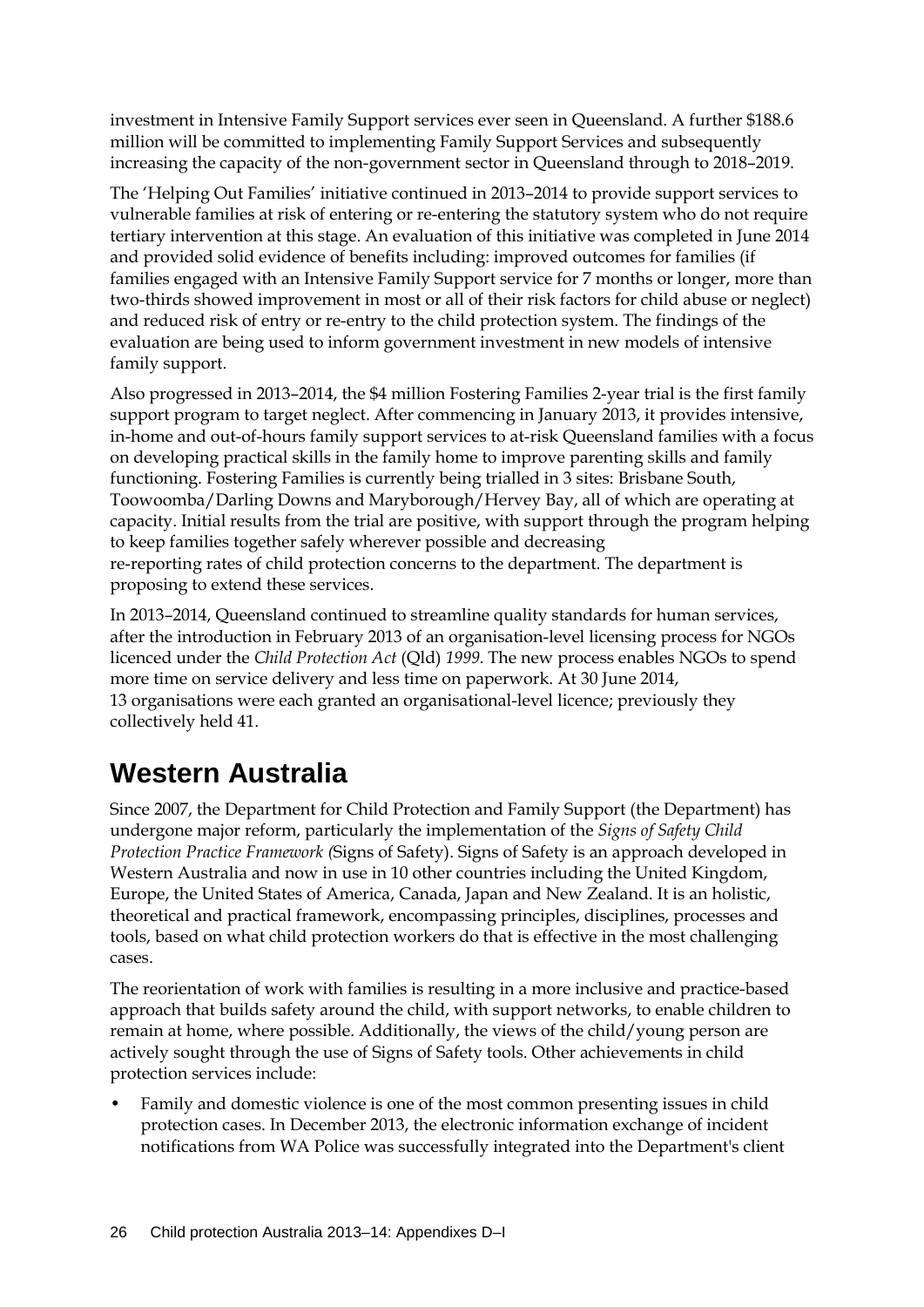investment in Intensive Family Support services ever seen in Queensland. A further $188.6 million will be committed to implementing Family Support Services and subsequently increasing the capacity of the non-government sector in Queensland through to 2018–2019.

The 'Helping Out Families' initiative continued in 2013–2014 to provide support services to vulnerable families at risk of entering or re-entering the statutory system who do not require tertiary intervention at this stage. An evaluation of this initiative was completed in June 2014 and provided solid evidence of benefits including: improved outcomes for families (if families engaged with an Intensive Family Support service for 7 months or longer, more than two-thirds showed improvement in most or all of their risk factors for child abuse or neglect) and reduced risk of entry or re-entry to the child protection system. The findings of the evaluation are being used to inform government investment in new models of intensive family support.

Also progressed in 2013–2014, the $4 million Fostering Families 2-year trial is the first family support program to target neglect. After commencing in January 2013, it provides intensive, in-home and out-of-hours family support services to at-risk Queensland families with a focus on developing practical skills in the family home to improve parenting skills and family functioning. Fostering Families is currently being trialled in 3 sites: Brisbane South, Toowoomba/Darling Downs and Maryborough/Hervey Bay, all of which are operating at capacity. Initial results from the trial are positive, with support through the program helping to keep families together safely wherever possible and decreasing re-reporting rates of child protection concerns to the department. The department is proposing to extend these services.

In 2013–2014, Queensland continued to streamline quality standards for human services, after the introduction in February 2013 of an organisation-level licensing process for NGOs licenced under the *Child Protection Act* (Qld) *1999*. The new process enables NGOs to spend more time on service delivery and less time on paperwork. At 30 June 2014, 13 organisations were each granted an organisational-level licence; previously they collectively held 41.

# Western Australia

Since 2007, the Department for Child Protection and Family Support (the Department) has undergone major reform, particularly the implementation of the *Signs of Safety Child Protection Practice Framework (*Signs of Safety). Signs of Safety is an approach developed in Western Australia and now in use in 10 other countries including the United Kingdom, Europe, the United States of America, Canada, Japan and New Zealand. It is an holistic, theoretical and practical framework, encompassing principles, disciplines, processes and tools, based on what child protection workers do that is effective in the most challenging cases.

The reorientation of work with families is resulting in a more inclusive and practice-based approach that builds safety around the child, with support networks, to enable children to remain at home, where possible. Additionally, the views of the child/young person are actively sought through the use of Signs of Safety tools. Other achievements in child protection services include:

- Family and domestic violence is one of the most common presenting issues in child protection cases. In December 2013, the electronic information exchange of incident notifications from WA Police was successfully integrated into the Department's client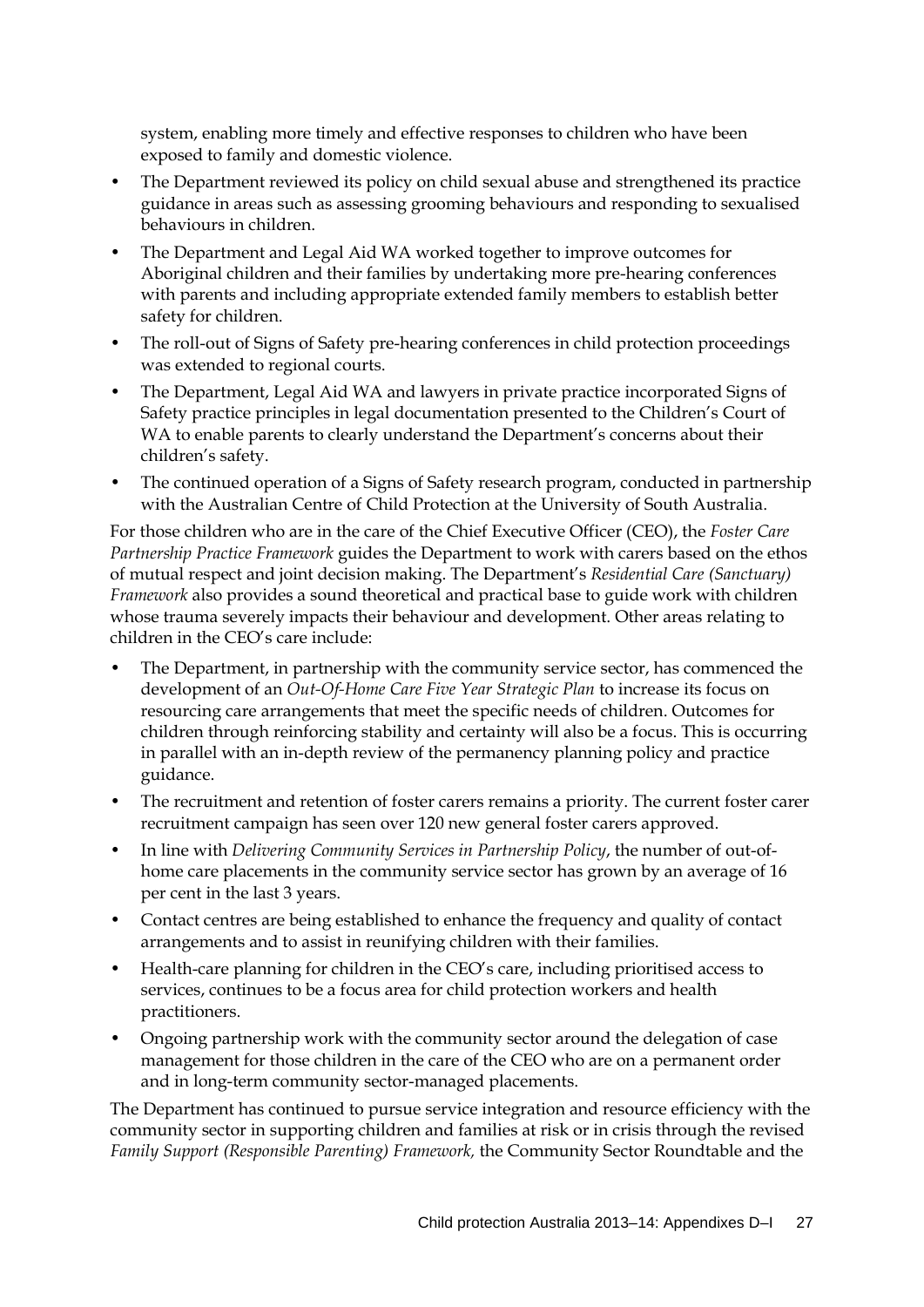system, enabling more timely and effective responses to children who have been exposed to family and domestic violence.

- The Department reviewed its policy on child sexual abuse and strengthened its practice guidance in areas such as assessing grooming behaviours and responding to sexualised behaviours in children.
- The Department and Legal Aid WA worked together to improve outcomes for Aboriginal children and their families by undertaking more pre-hearing conferences with parents and including appropriate extended family members to establish better safety for children.
- The roll-out of Signs of Safety pre-hearing conferences in child protection proceedings was extended to regional courts.
- The Department, Legal Aid WA and lawyers in private practice incorporated Signs of Safety practice principles in legal documentation presented to the Children's Court of WA to enable parents to clearly understand the Department's concerns about their children's safety.
- The continued operation of a Signs of Safety research program, conducted in partnership with the Australian Centre of Child Protection at the University of South Australia.

For those children who are in the care of the Chief Executive Officer (CEO), the *Foster Care Partnership Practice Framework* guides the Department to work with carers based on the ethos of mutual respect and joint decision making. The Department's *Residential Care (Sanctuary) Framework* also provides a sound theoretical and practical base to guide work with children whose trauma severely impacts their behaviour and development. Other areas relating to children in the CEO's care include:

- The Department, in partnership with the community service sector, has commenced the development of an *Out-Of-Home Care Five Year Strategic Plan* to increase its focus on resourcing care arrangements that meet the specific needs of children. Outcomes for children through reinforcing stability and certainty will also be a focus. This is occurring in parallel with an in-depth review of the permanency planning policy and practice guidance.
- The recruitment and retention of foster carers remains a priority. The current foster carer recruitment campaign has seen over 120 new general foster carers approved.
- In line with *Delivering Community Services in Partnership Policy*, the number of out-of-home care placements in the community service sector has grown by an average of 16 per cent in the last 3 years.
- Contact centres are being established to enhance the frequency and quality of contact arrangements and to assist in reunifying children with their families.
- Health-care planning for children in the CEO's care, including prioritised access to services, continues to be a focus area for child protection workers and health practitioners.
- Ongoing partnership work with the community sector around the delegation of case management for those children in the care of the CEO who are on a permanent order and in long-term community sector-managed placements.

The Department has continued to pursue service integration and resource efficiency with the community sector in supporting children and families at risk or in crisis through the revised *Family Support (Responsible Parenting) Framework,* the Community Sector Roundtable and the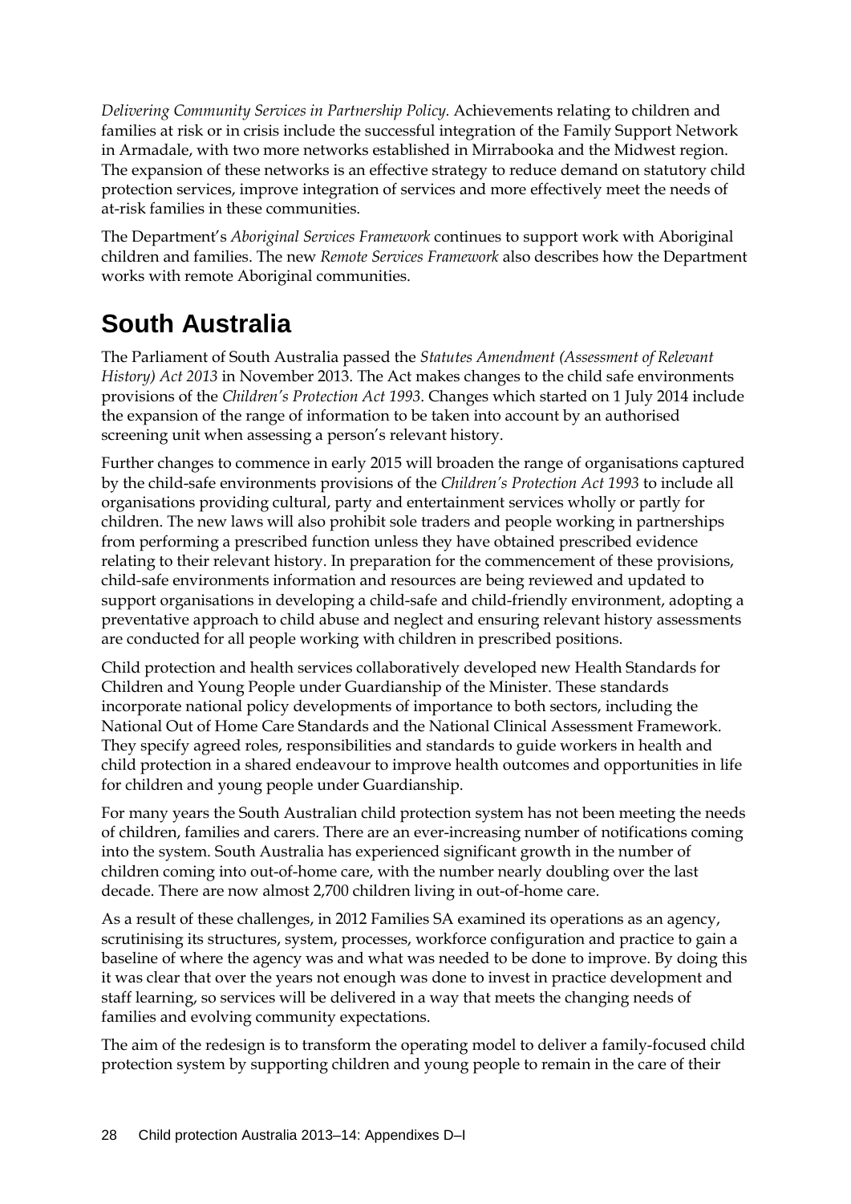*Delivering Community Services in Partnership Policy.* Achievements relating to children and families at risk or in crisis include the successful integration of the Family Support Network in Armadale, with two more networks established in Mirrabooka and the Midwest region. The expansion of these networks is an effective strategy to reduce demand on statutory child protection services, improve integration of services and more effectively meet the needs of at-risk families in these communities.

The Department's *Aboriginal Services Framework* continues to support work with Aboriginal children and families. The new *Remote Services Framework* also describes how the Department works with remote Aboriginal communities.

# South Australia

The Parliament of South Australia passed the *Statutes Amendment (Assessment of Relevant History) Act 2013* in November 2013. The Act makes changes to the child safe environments provisions of the *Children's Protection Act 1993*. Changes which started on 1 July 2014 include the expansion of the range of information to be taken into account by an authorised screening unit when assessing a person's relevant history.

Further changes to commence in early 2015 will broaden the range of organisations captured by the child-safe environments provisions of the *Children's Protection Act 1993* to include all organisations providing cultural, party and entertainment services wholly or partly for children. The new laws will also prohibit sole traders and people working in partnerships from performing a prescribed function unless they have obtained prescribed evidence relating to their relevant history. In preparation for the commencement of these provisions, child-safe environments information and resources are being reviewed and updated to support organisations in developing a child-safe and child-friendly environment, adopting a preventative approach to child abuse and neglect and ensuring relevant history assessments are conducted for all people working with children in prescribed positions.

Child protection and health services collaboratively developed new Health Standards for Children and Young People under Guardianship of the Minister. These standards incorporate national policy developments of importance to both sectors, including the National Out of Home Care Standards and the National Clinical Assessment Framework. They specify agreed roles, responsibilities and standards to guide workers in health and child protection in a shared endeavour to improve health outcomes and opportunities in life for children and young people under Guardianship.

For many years the South Australian child protection system has not been meeting the needs of children, families and carers. There are an ever-increasing number of notifications coming into the system. South Australia has experienced significant growth in the number of children coming into out-of-home care, with the number nearly doubling over the last decade. There are now almost 2,700 children living in out-of-home care.

As a result of these challenges, in 2012 Families SA examined its operations as an agency, scrutinising its structures, system, processes, workforce configuration and practice to gain a baseline of where the agency was and what was needed to be done to improve. By doing this it was clear that over the years not enough was done to invest in practice development and staff learning, so services will be delivered in a way that meets the changing needs of families and evolving community expectations.

The aim of the redesign is to transform the operating model to deliver a family-focused child protection system by supporting children and young people to remain in the care of their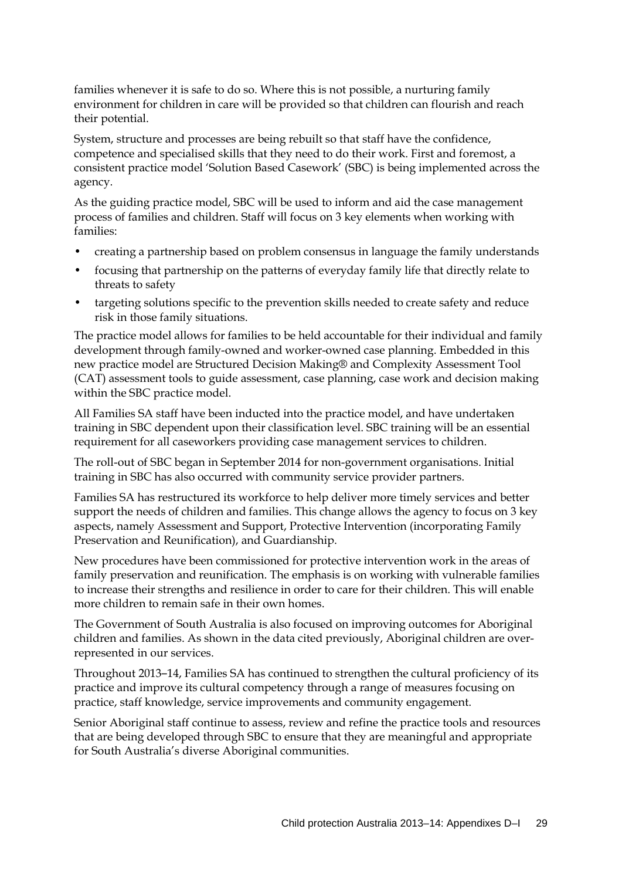families whenever it is safe to do so. Where this is not possible, a nurturing family environment for children in care will be provided so that children can flourish and reach their potential.

System, structure and processes are being rebuilt so that staff have the confidence, competence and specialised skills that they need to do their work. First and foremost, a consistent practice model 'Solution Based Casework' (SBC) is being implemented across the agency.

As the guiding practice model, SBC will be used to inform and aid the case management process of families and children. Staff will focus on 3 key elements when working with families:

- creating a partnership based on problem consensus in language the family understands
- focusing that partnership on the patterns of everyday family life that directly relate to threats to safety
- targeting solutions specific to the prevention skills needed to create safety and reduce risk in those family situations.

The practice model allows for families to be held accountable for their individual and family development through family-owned and worker-owned case planning. Embedded in this new practice model are Structured Decision Making® and Complexity Assessment Tool (CAT) assessment tools to guide assessment, case planning, case work and decision making within the SBC practice model.

All Families SA staff have been inducted into the practice model, and have undertaken training in SBC dependent upon their classification level. SBC training will be an essential requirement for all caseworkers providing case management services to children.

The roll-out of SBC began in September 2014 for non-government organisations. Initial training in SBC has also occurred with community service provider partners.

Families SA has restructured its workforce to help deliver more timely services and better support the needs of children and families. This change allows the agency to focus on 3 key aspects, namely Assessment and Support, Protective Intervention (incorporating Family Preservation and Reunification), and Guardianship.

New procedures have been commissioned for protective intervention work in the areas of family preservation and reunification. The emphasis is on working with vulnerable families to increase their strengths and resilience in order to care for their children. This will enable more children to remain safe in their own homes.

The Government of South Australia is also focused on improving outcomes for Aboriginal children and families. As shown in the data cited previously, Aboriginal children are over-represented in our services.

Throughout 2013–14, Families SA has continued to strengthen the cultural proficiency of its practice and improve its cultural competency through a range of measures focusing on practice, staff knowledge, service improvements and community engagement.

Senior Aboriginal staff continue to assess, review and refine the practice tools and resources that are being developed through SBC to ensure that they are meaningful and appropriate for South Australia's diverse Aboriginal communities.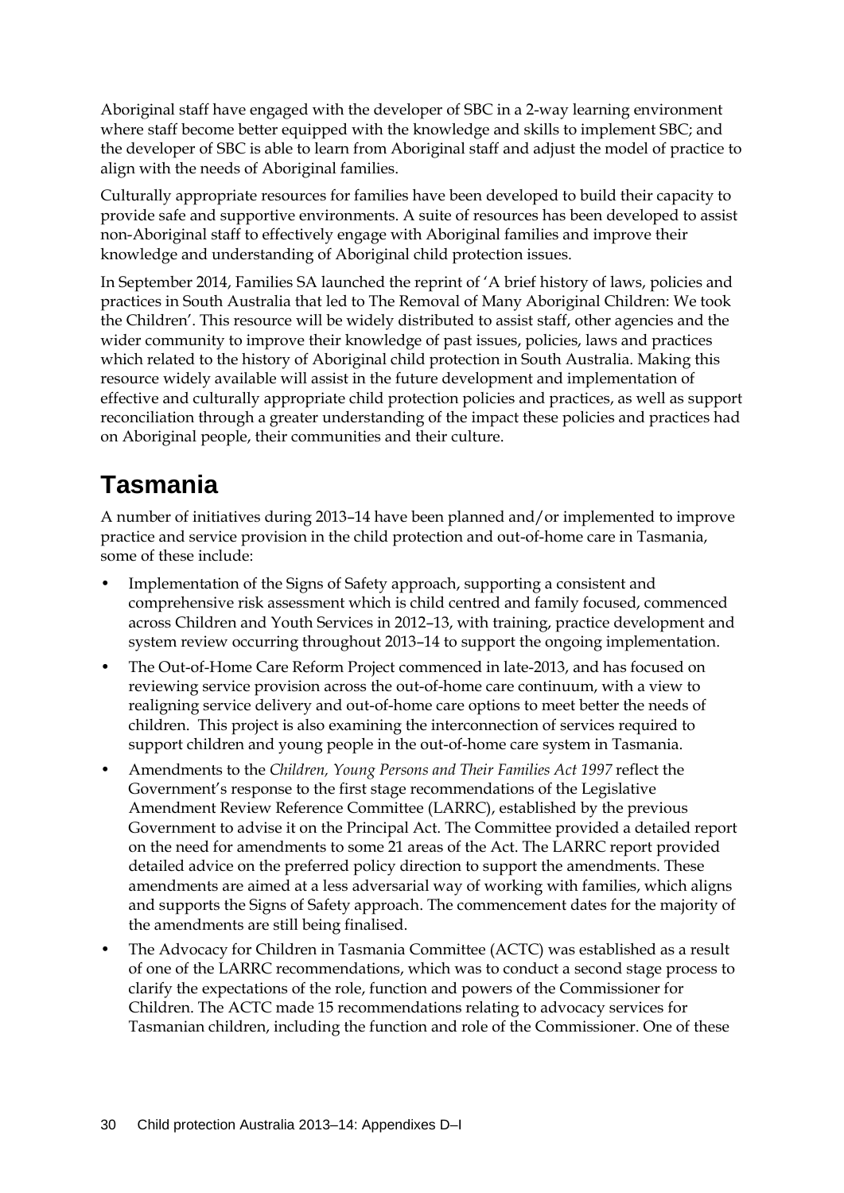Aboriginal staff have engaged with the developer of SBC in a 2-way learning environment where staff become better equipped with the knowledge and skills to implement SBC; and the developer of SBC is able to learn from Aboriginal staff and adjust the model of practice to align with the needs of Aboriginal families.

Culturally appropriate resources for families have been developed to build their capacity to provide safe and supportive environments. A suite of resources has been developed to assist non-Aboriginal staff to effectively engage with Aboriginal families and improve their knowledge and understanding of Aboriginal child protection issues.

In September 2014, Families SA launched the reprint of 'A brief history of laws, policies and practices in South Australia that led to The Removal of Many Aboriginal Children: We took the Children'. This resource will be widely distributed to assist staff, other agencies and the wider community to improve their knowledge of past issues, policies, laws and practices which related to the history of Aboriginal child protection in South Australia. Making this resource widely available will assist in the future development and implementation of effective and culturally appropriate child protection policies and practices, as well as support reconciliation through a greater understanding of the impact these policies and practices had on Aboriginal people, their communities and their culture.

## Tasmania

A number of initiatives during 2013–14 have been planned and/or implemented to improve practice and service provision in the child protection and out-of-home care in Tasmania, some of these include:

- Implementation of the Signs of Safety approach, supporting a consistent and comprehensive risk assessment which is child centred and family focused, commenced across Children and Youth Services in 2012–13, with training, practice development and system review occurring throughout 2013–14 to support the ongoing implementation.
- The Out-of-Home Care Reform Project commenced in late-2013, and has focused on reviewing service provision across the out-of-home care continuum, with a view to realigning service delivery and out-of-home care options to meet better the needs of children. This project is also examining the interconnection of services required to support children and young people in the out-of-home care system in Tasmania.
- Amendments to the *Children, Young Persons and Their Families Act 1997* reflect the Government's response to the first stage recommendations of the Legislative Amendment Review Reference Committee (LARRC), established by the previous Government to advise it on the Principal Act. The Committee provided a detailed report on the need for amendments to some 21 areas of the Act. The LARRC report provided detailed advice on the preferred policy direction to support the amendments. These amendments are aimed at a less adversarial way of working with families, which aligns and supports the Signs of Safety approach. The commencement dates for the majority of the amendments are still being finalised.
- The Advocacy for Children in Tasmania Committee (ACTC) was established as a result of one of the LARRC recommendations, which was to conduct a second stage process to clarify the expectations of the role, function and powers of the Commissioner for Children. The ACTC made 15 recommendations relating to advocacy services for Tasmanian children, including the function and role of the Commissioner. One of these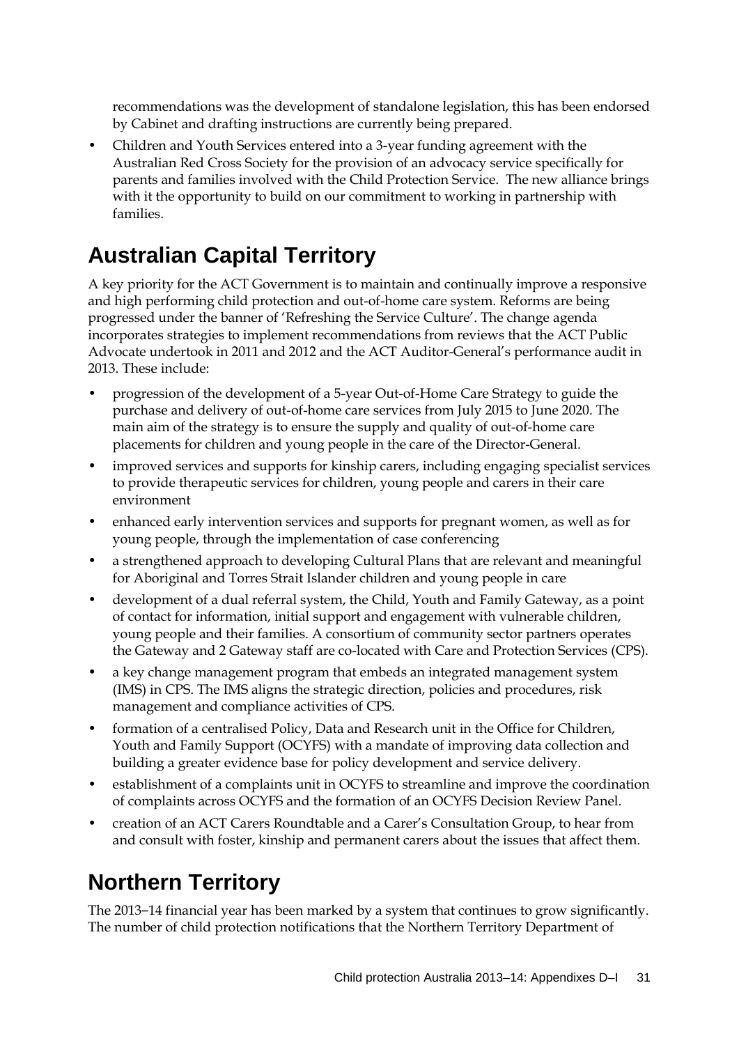recommendations was the development of standalone legislation, this has been endorsed by Cabinet and drafting instructions are currently being prepared.

- Children and Youth Services entered into a 3-year funding agreement with the Australian Red Cross Society for the provision of an advocacy service specifically for parents and families involved with the Child Protection Service. The new alliance brings with it the opportunity to build on our commitment to working in partnership with families.

## Australian Capital Territory

A key priority for the ACT Government is to maintain and continually improve a responsive and high performing child protection and out-of-home care system. Reforms are being progressed under the banner of 'Refreshing the Service Culture'. The change agenda incorporates strategies to implement recommendations from reviews that the ACT Public Advocate undertook in 2011 and 2012 and the ACT Auditor-General's performance audit in 2013. These include:

- progression of the development of a 5-year Out-of-Home Care Strategy to guide the purchase and delivery of out-of-home care services from July 2015 to June 2020. The main aim of the strategy is to ensure the supply and quality of out-of-home care placements for children and young people in the care of the Director-General.
- improved services and supports for kinship carers, including engaging specialist services to provide therapeutic services for children, young people and carers in their care environment
- enhanced early intervention services and supports for pregnant women, as well as for young people, through the implementation of case conferencing
- a strengthened approach to developing Cultural Plans that are relevant and meaningful for Aboriginal and Torres Strait Islander children and young people in care
- development of a dual referral system, the Child, Youth and Family Gateway, as a point of contact for information, initial support and engagement with vulnerable children, young people and their families. A consortium of community sector partners operates the Gateway and 2 Gateway staff are co-located with Care and Protection Services (CPS).
- a key change management program that embeds an integrated management system (IMS) in CPS. The IMS aligns the strategic direction, policies and procedures, risk management and compliance activities of CPS.
- formation of a centralised Policy, Data and Research unit in the Office for Children, Youth and Family Support (OCYFS) with a mandate of improving data collection and building a greater evidence base for policy development and service delivery.
- establishment of a complaints unit in OCYFS to streamline and improve the coordination of complaints across OCYFS and the formation of an OCYFS Decision Review Panel.
- creation of an ACT Carers Roundtable and a Carer's Consultation Group, to hear from and consult with foster, kinship and permanent carers about the issues that affect them.

## Northern Territory

The 2013–14 financial year has been marked by a system that continues to grow significantly. The number of child protection notifications that the Northern Territory Department of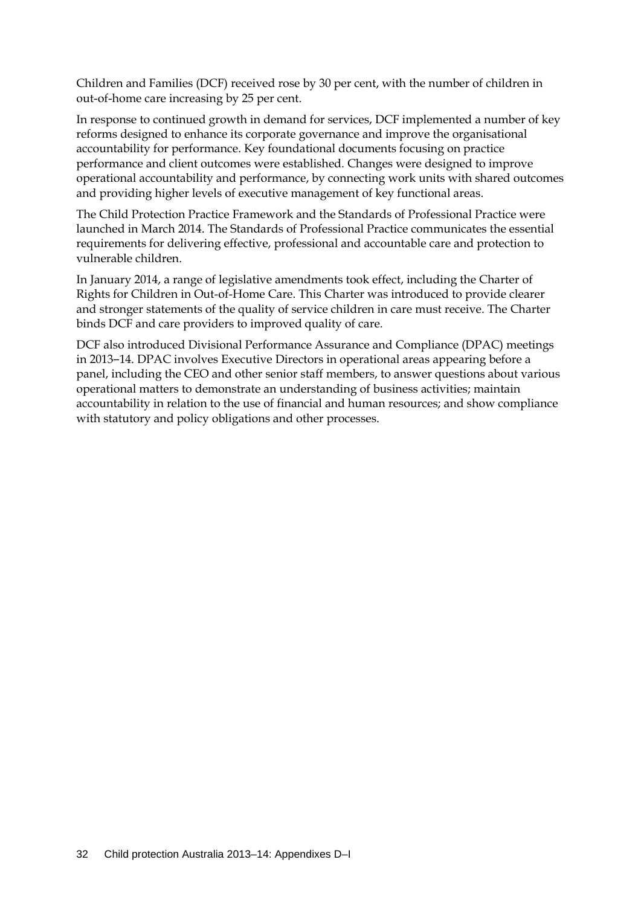Children and Families (DCF) received rose by 30 per cent, with the number of children in out-of-home care increasing by 25 per cent.

In response to continued growth in demand for services, DCF implemented a number of key reforms designed to enhance its corporate governance and improve the organisational accountability for performance. Key foundational documents focusing on practice performance and client outcomes were established. Changes were designed to improve operational accountability and performance, by connecting work units with shared outcomes and providing higher levels of executive management of key functional areas.

The Child Protection Practice Framework and the Standards of Professional Practice were launched in March 2014. The Standards of Professional Practice communicates the essential requirements for delivering effective, professional and accountable care and protection to vulnerable children.

In January 2014, a range of legislative amendments took effect, including the Charter of Rights for Children in Out-of-Home Care. This Charter was introduced to provide clearer and stronger statements of the quality of service children in care must receive. The Charter binds DCF and care providers to improved quality of care.

DCF also introduced Divisional Performance Assurance and Compliance (DPAC) meetings in 2013–14. DPAC involves Executive Directors in operational areas appearing before a panel, including the CEO and other senior staff members, to answer questions about various operational matters to demonstrate an understanding of business activities; maintain accountability in relation to the use of financial and human resources; and show compliance with statutory and policy obligations and other processes.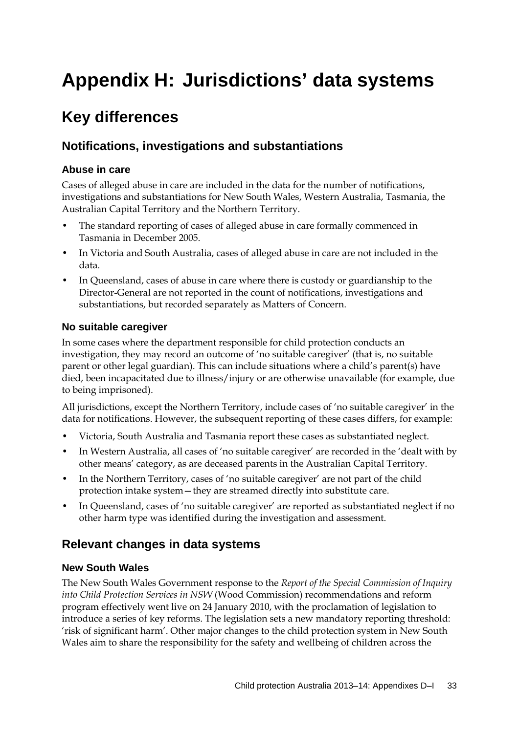# Appendix H: Jurisdictions' data systems

## Key differences

### Notifications, investigations and substantiations

#### Abuse in care

Cases of alleged abuse in care are included in the data for the number of notifications, investigations and substantiations for New South Wales, Western Australia, Tasmania, the Australian Capital Territory and the Northern Territory.

- The standard reporting of cases of alleged abuse in care formally commenced in Tasmania in December 2005.
- In Victoria and South Australia, cases of alleged abuse in care are not included in the data.
- In Queensland, cases of abuse in care where there is custody or guardianship to the Director-General are not reported in the count of notifications, investigations and substantiations, but recorded separately as Matters of Concern.

#### No suitable caregiver

In some cases where the department responsible for child protection conducts an investigation, they may record an outcome of 'no suitable caregiver' (that is, no suitable parent or other legal guardian). This can include situations where a child's parent(s) have died, been incapacitated due to illness/injury or are otherwise unavailable (for example, due to being imprisoned).

All jurisdictions, except the Northern Territory, include cases of 'no suitable caregiver' in the data for notifications. However, the subsequent reporting of these cases differs, for example:

- Victoria, South Australia and Tasmania report these cases as substantiated neglect.
- In Western Australia, all cases of 'no suitable caregiver' are recorded in the 'dealt with by other means' category, as are deceased parents in the Australian Capital Territory.
- In the Northern Territory, cases of 'no suitable caregiver' are not part of the child protection intake system—they are streamed directly into substitute care.
- In Queensland, cases of 'no suitable caregiver' are reported as substantiated neglect if no other harm type was identified during the investigation and assessment.

### Relevant changes in data systems

#### New South Wales

The New South Wales Government response to the *Report of the Special Commission of Inquiry into Child Protection Services in NSW* (Wood Commission) recommendations and reform program effectively went live on 24 January 2010, with the proclamation of legislation to introduce a series of key reforms. The legislation sets a new mandatory reporting threshold: 'risk of significant harm'. Other major changes to the child protection system in New South Wales aim to share the responsibility for the safety and wellbeing of children across the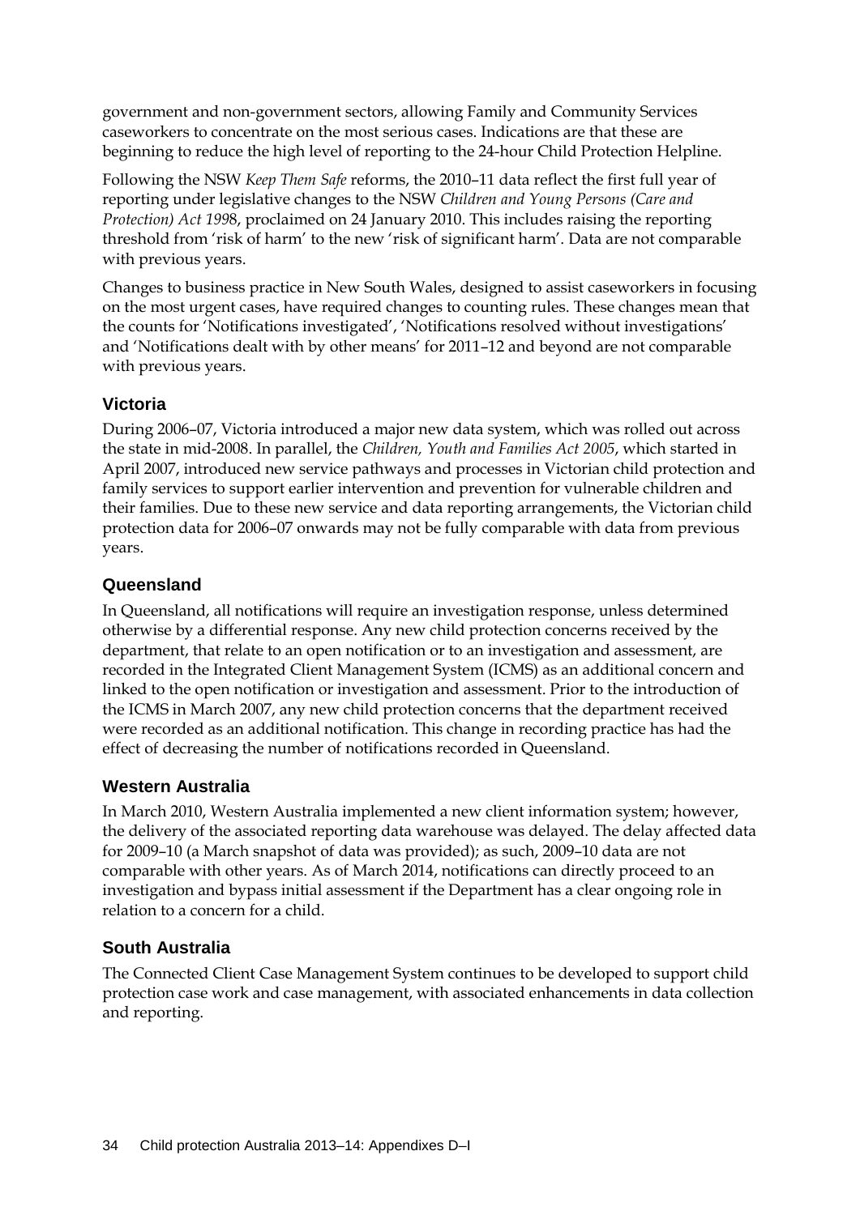government and non-government sectors, allowing Family and Community Services caseworkers to concentrate on the most serious cases. Indications are that these are beginning to reduce the high level of reporting to the 24-hour Child Protection Helpline.

Following the NSW *Keep Them Safe* reforms, the 2010–11 data reflect the first full year of reporting under legislative changes to the NSW *Children and Young Persons (Care and Protection) Act 1998*, proclaimed on 24 January 2010. This includes raising the reporting threshold from 'risk of harm' to the new 'risk of significant harm'. Data are not comparable with previous years.

Changes to business practice in New South Wales, designed to assist caseworkers in focusing on the most urgent cases, have required changes to counting rules. These changes mean that the counts for 'Notifications investigated', 'Notifications resolved without investigations' and 'Notifications dealt with by other means' for 2011–12 and beyond are not comparable with previous years.

### Victoria

During 2006–07, Victoria introduced a major new data system, which was rolled out across the state in mid-2008. In parallel, the *Children, Youth and Families Act 2005*, which started in April 2007, introduced new service pathways and processes in Victorian child protection and family services to support earlier intervention and prevention for vulnerable children and their families. Due to these new service and data reporting arrangements, the Victorian child protection data for 2006–07 onwards may not be fully comparable with data from previous years.

### Queensland

In Queensland, all notifications will require an investigation response, unless determined otherwise by a differential response. Any new child protection concerns received by the department, that relate to an open notification or to an investigation and assessment, are recorded in the Integrated Client Management System (ICMS) as an additional concern and linked to the open notification or investigation and assessment. Prior to the introduction of the ICMS in March 2007, any new child protection concerns that the department received were recorded as an additional notification. This change in recording practice has had the effect of decreasing the number of notifications recorded in Queensland.

### Western Australia

In March 2010, Western Australia implemented a new client information system; however, the delivery of the associated reporting data warehouse was delayed. The delay affected data for 2009–10 (a March snapshot of data was provided); as such, 2009–10 data are not comparable with other years. As of March 2014, notifications can directly proceed to an investigation and bypass initial assessment if the Department has a clear ongoing role in relation to a concern for a child.

### South Australia

The Connected Client Case Management System continues to be developed to support child protection case work and case management, with associated enhancements in data collection and reporting.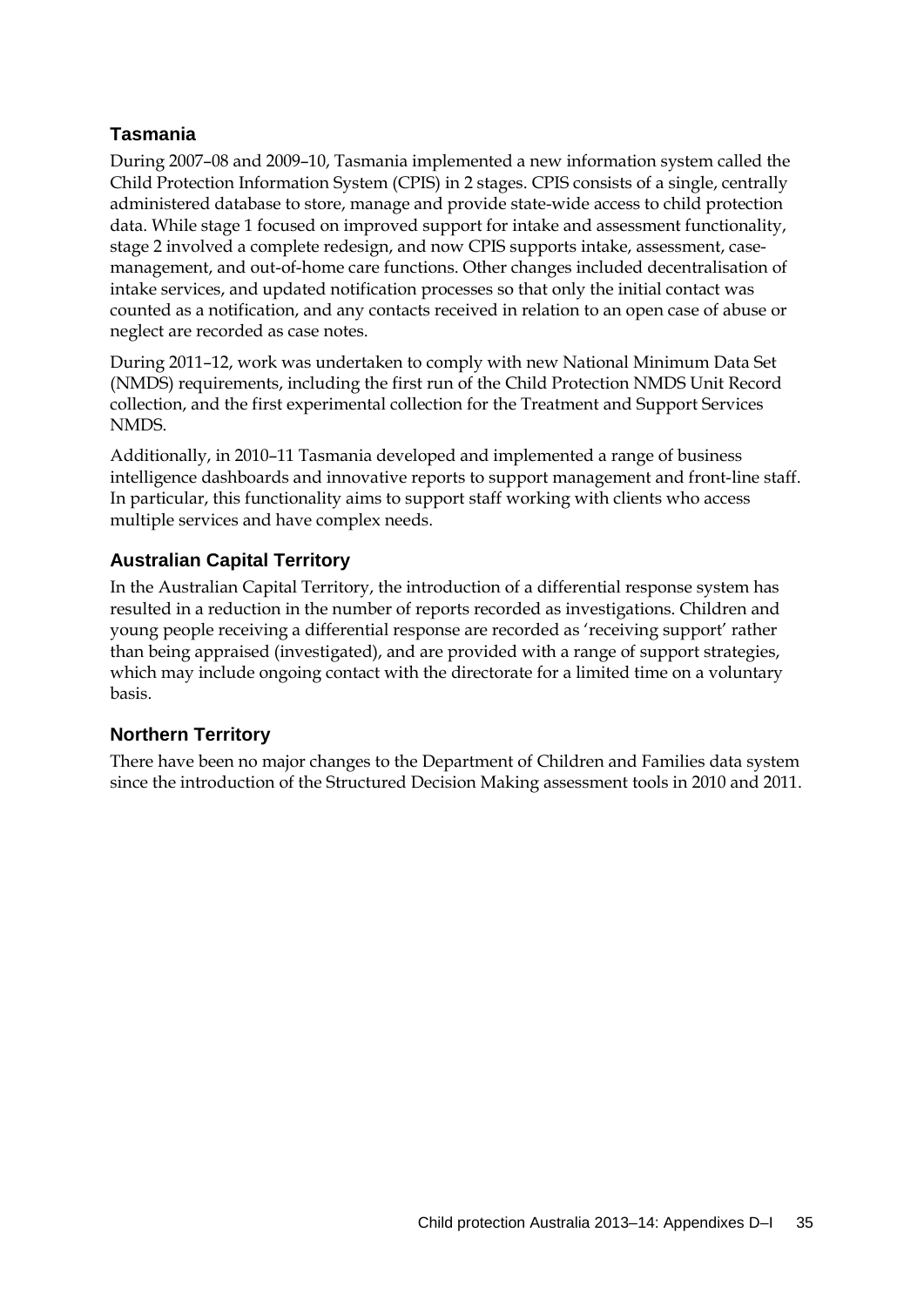### Tasmania

During 2007–08 and 2009–10, Tasmania implemented a new information system called the Child Protection Information System (CPIS) in 2 stages. CPIS consists of a single, centrally administered database to store, manage and provide state-wide access to child protection data. While stage 1 focused on improved support for intake and assessment functionality, stage 2 involved a complete redesign, and now CPIS supports intake, assessment, case-management, and out-of-home care functions. Other changes included decentralisation of intake services, and updated notification processes so that only the initial contact was counted as a notification, and any contacts received in relation to an open case of abuse or neglect are recorded as case notes.

During 2011–12, work was undertaken to comply with new National Minimum Data Set (NMDS) requirements, including the first run of the Child Protection NMDS Unit Record collection, and the first experimental collection for the Treatment and Support Services NMDS.

Additionally, in 2010–11 Tasmania developed and implemented a range of business intelligence dashboards and innovative reports to support management and front-line staff. In particular, this functionality aims to support staff working with clients who access multiple services and have complex needs.

### Australian Capital Territory

In the Australian Capital Territory, the introduction of a differential response system has resulted in a reduction in the number of reports recorded as investigations. Children and young people receiving a differential response are recorded as 'receiving support' rather than being appraised (investigated), and are provided with a range of support strategies, which may include ongoing contact with the directorate for a limited time on a voluntary basis.

### Northern Territory

There have been no major changes to the Department of Children and Families data system since the introduction of the Structured Decision Making assessment tools in 2010 and 2011.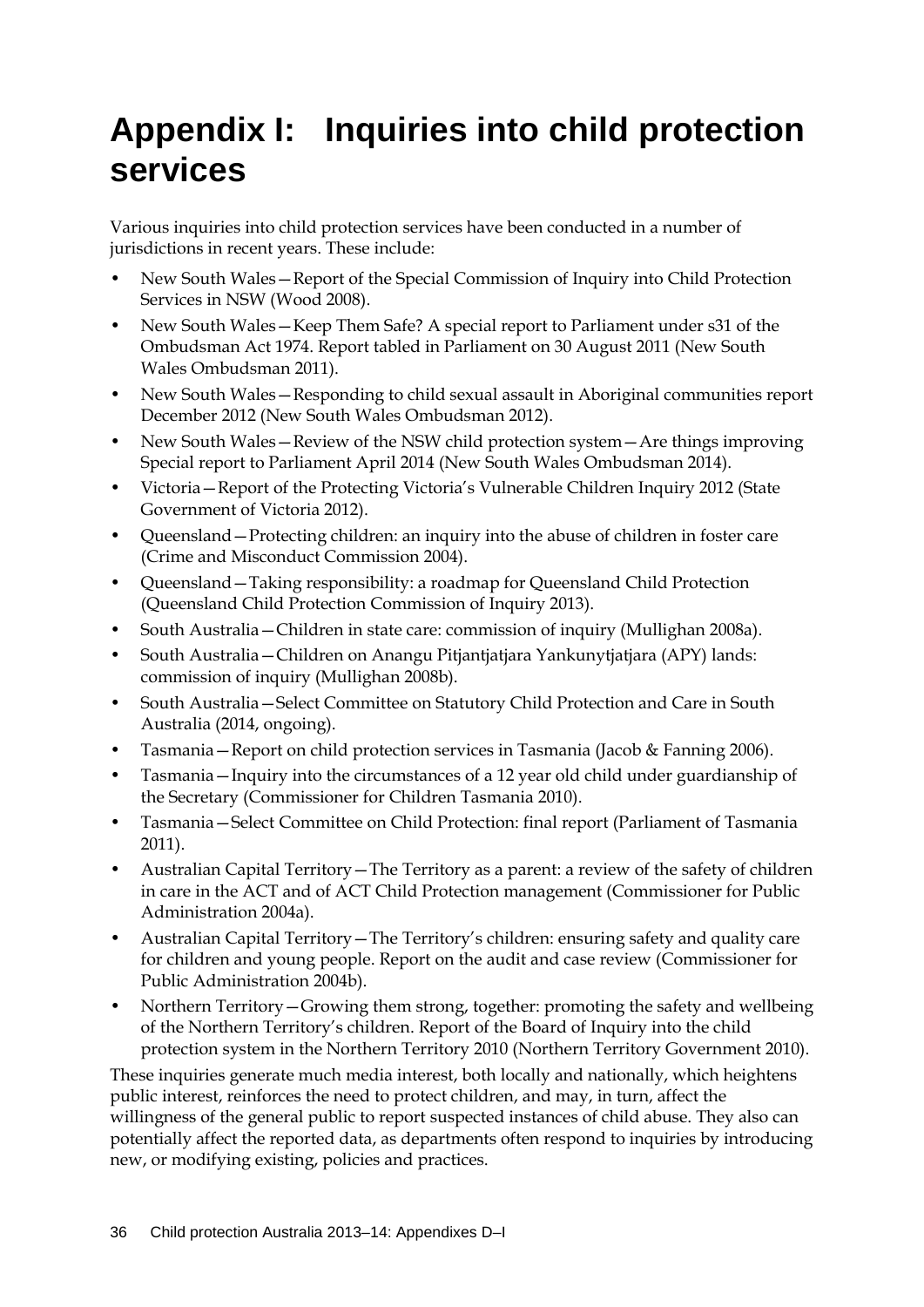# Appendix I: Inquiries into child protection services

Various inquiries into child protection services have been conducted in a number of jurisdictions in recent years. These include:

- New South Wales—Report of the Special Commission of Inquiry into Child Protection Services in NSW (Wood 2008).
- New South Wales—Keep Them Safe? A special report to Parliament under s31 of the Ombudsman Act 1974. Report tabled in Parliament on 30 August 2011 (New South Wales Ombudsman 2011).
- New South Wales—Responding to child sexual assault in Aboriginal communities report December 2012 (New South Wales Ombudsman 2012).
- New South Wales—Review of the NSW child protection system—Are things improving Special report to Parliament April 2014 (New South Wales Ombudsman 2014).
- Victoria—Report of the Protecting Victoria's Vulnerable Children Inquiry 2012 (State Government of Victoria 2012).
- Queensland—Protecting children: an inquiry into the abuse of children in foster care (Crime and Misconduct Commission 2004).
- Queensland—Taking responsibility: a roadmap for Queensland Child Protection (Queensland Child Protection Commission of Inquiry 2013).
- South Australia—Children in state care: commission of inquiry (Mullighan 2008a).
- South Australia—Children on Anangu Pitjantjatjara Yankunytjatjara (APY) lands: commission of inquiry (Mullighan 2008b).
- South Australia—Select Committee on Statutory Child Protection and Care in South Australia (2014, ongoing).
- Tasmania—Report on child protection services in Tasmania (Jacob & Fanning 2006).
- Tasmania—Inquiry into the circumstances of a 12 year old child under guardianship of the Secretary (Commissioner for Children Tasmania 2010).
- Tasmania—Select Committee on Child Protection: final report (Parliament of Tasmania 2011).
- Australian Capital Territory—The Territory as a parent: a review of the safety of children in care in the ACT and of ACT Child Protection management (Commissioner for Public Administration 2004a).
- Australian Capital Territory—The Territory's children: ensuring safety and quality care for children and young people. Report on the audit and case review (Commissioner for Public Administration 2004b).
- Northern Territory—Growing them strong, together: promoting the safety and wellbeing of the Northern Territory's children. Report of the Board of Inquiry into the child protection system in the Northern Territory 2010 (Northern Territory Government 2010).

These inquiries generate much media interest, both locally and nationally, which heightens public interest, reinforces the need to protect children, and may, in turn, affect the willingness of the general public to report suspected instances of child abuse. They also can potentially affect the reported data, as departments often respond to inquiries by introducing new, or modifying existing, policies and practices.